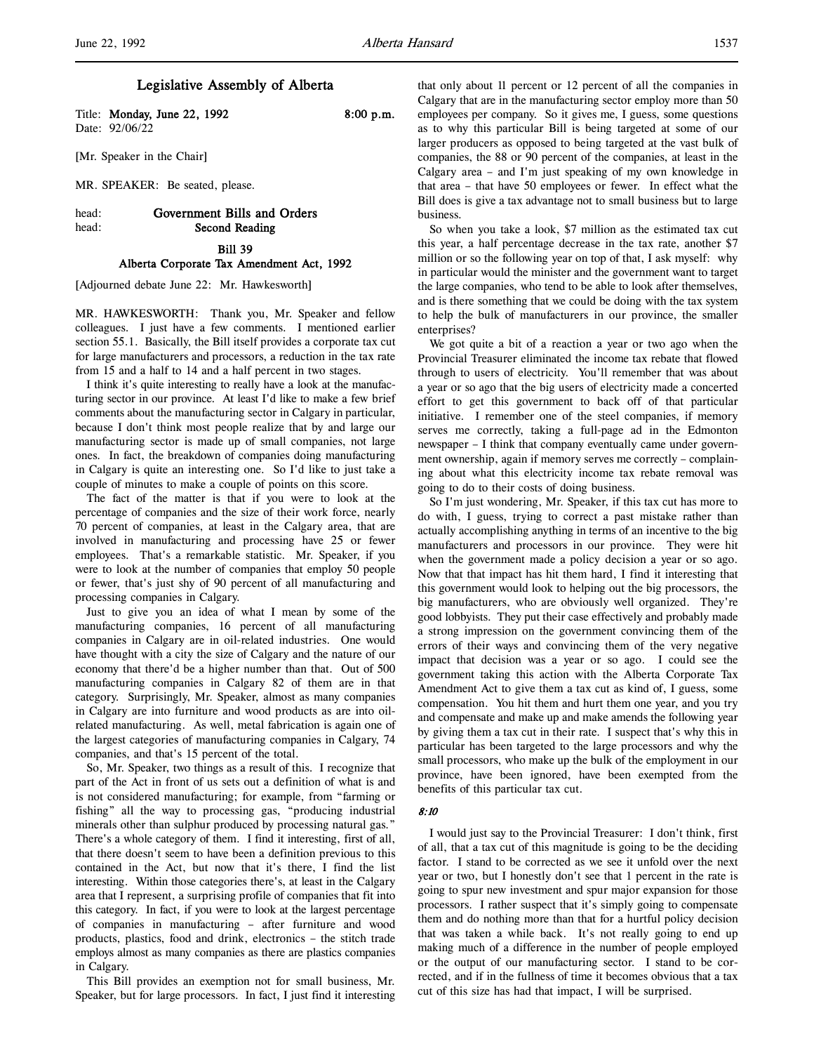# Legislative Assembly of Alberta

Title: **Monday, June 22, 1992** **8:00 p.m.**
Date: 92/06/22

[Mr. Speaker in the Chair]

MR. SPEAKER: Be seated, please.

head: **Government Bills and Orders**
head: **Second Reading**

## Bill 39
## Alberta Corporate Tax Amendment Act, 1992

[Adjourned debate June 22: Mr. Hawkesworth]

MR. HAWKESWORTH: Thank you, Mr. Speaker and fellow colleagues. I just have a few comments. I mentioned earlier section 55.1. Basically, the Bill itself provides a corporate tax cut for large manufacturers and processors, a reduction in the tax rate from 15 and a half to 14 and a half percent in two stages.

I think it's quite interesting to really have a look at the manufacturing sector in our province. At least I'd like to make a few brief comments about the manufacturing sector in Calgary in particular, because I don't think most people realize that by and large our manufacturing sector is made up of small companies, not large ones. In fact, the breakdown of companies doing manufacturing in Calgary is quite an interesting one. So I'd like to just take a couple of minutes to make a couple of points on this score.

The fact of the matter is that if you were to look at the percentage of companies and the size of their work force, nearly 70 percent of companies, at least in the Calgary area, that are involved in manufacturing and processing have 25 or fewer employees. That's a remarkable statistic. Mr. Speaker, if you were to look at the number of companies that employ 50 people or fewer, that's just shy of 90 percent of all manufacturing and processing companies in Calgary.

Just to give you an idea of what I mean by some of the manufacturing companies, 16 percent of all manufacturing companies in Calgary are in oil-related industries. One would have thought with a city the size of Calgary and the nature of our economy that there'd be a higher number than that. Out of 500 manufacturing companies in Calgary 82 of them are in that category. Surprisingly, Mr. Speaker, almost as many companies in Calgary are into furniture and wood products as are into oil-related manufacturing. As well, metal fabrication is again one of the largest categories of manufacturing companies in Calgary, 74 companies, and that's 15 percent of the total.

So, Mr. Speaker, two things as a result of this. I recognize that part of the Act in front of us sets out a definition of what is and is not considered manufacturing; for example, from "farming or fishing" all the way to processing gas, "producing industrial minerals other than sulphur produced by processing natural gas." There's a whole category of them. I find it interesting, first of all, that there doesn't seem to have been a definition previous to this contained in the Act, but now that it's there, I find the list interesting. Within those categories there's, at least in the Calgary area that I represent, a surprising profile of companies that fit into this category. In fact, if you were to look at the largest percentage of companies in manufacturing – after furniture and wood products, plastics, food and drink, electronics – the stitch trade employs almost as many companies as there are plastics companies in Calgary.

This Bill provides an exemption not for small business, Mr. Speaker, but for large processors. In fact, I just find it interesting that only about 11 percent or 12 percent of all the companies in Calgary that are in the manufacturing sector employ more than 50 employees per company. So it gives me, I guess, some questions as to why this particular Bill is being targeted at some of our larger producers as opposed to being targeted at the vast bulk of companies, the 88 or 90 percent of the companies, at least in the Calgary area – and I'm just speaking of my own knowledge in that area – that have 50 employees or fewer. In effect what the Bill does is give a tax advantage not to small business but to large business.

So when you take a look, $7 million as the estimated tax cut this year, a half percentage decrease in the tax rate, another $7 million or so the following year on top of that, I ask myself: why in particular would the minister and the government want to target the large companies, who tend to be able to look after themselves, and is there something that we could be doing with the tax system to help the bulk of manufacturers in our province, the smaller enterprises?

We got quite a bit of a reaction a year or two ago when the Provincial Treasurer eliminated the income tax rebate that flowed through to users of electricity. You'll remember that was about a year or so ago that the big users of electricity made a concerted effort to get this government to back off of that particular initiative. I remember one of the steel companies, if memory serves me correctly, taking a full-page ad in the Edmonton newspaper – I think that company eventually came under government ownership, again if memory serves me correctly – complaining about what this electricity income tax rebate removal was going to do to their costs of doing business.

So I'm just wondering, Mr. Speaker, if this tax cut has more to do with, I guess, trying to correct a past mistake rather than actually accomplishing anything in terms of an incentive to the big manufacturers and processors in our province. They were hit when the government made a policy decision a year or so ago. Now that that impact has hit them hard, I find it interesting that this government would look to helping out the big processors, the big manufacturers, who are obviously well organized. They're good lobbyists. They put their case effectively and probably made a strong impression on the government convincing them of the errors of their ways and convincing them of the very negative impact that decision was a year or so ago. I could see the government taking this action with the Alberta Corporate Tax Amendment Act to give them a tax cut as kind of, I guess, some compensation. You hit them and hurt them one year, and you try and compensate and make up and make amends the following year by giving them a tax cut in their rate. I suspect that's why this in particular has been targeted to the large processors and why the small processors, who make up the bulk of the employment in our province, have been ignored, have been exempted from the benefits of this particular tax cut.

*8:10*

I would just say to the Provincial Treasurer: I don't think, first of all, that a tax cut of this magnitude is going to be the deciding factor. I stand to be corrected as we see it unfold over the next year or two, but I honestly don't see that 1 percent in the rate is going to spur new investment and spur major expansion for those processors. I rather suspect that it's simply going to compensate them and do nothing more than that for a hurtful policy decision that was taken a while back. It's not really going to end up making much of a difference in the number of people employed or the output of our manufacturing sector. I stand to be corrected, and if in the fullness of time it becomes obvious that a tax cut of this size has had that impact, I will be surprised.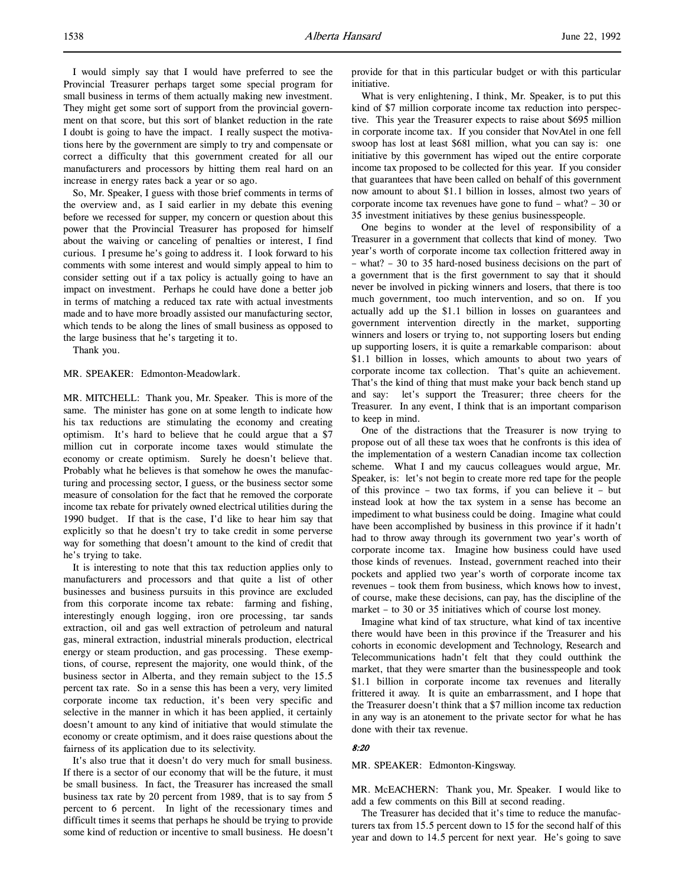I would simply say that I would have preferred to see the Provincial Treasurer perhaps target some special program for small business in terms of them actually making new investment. They might get some sort of support from the provincial government on that score, but this sort of blanket reduction in the rate I doubt is going to have the impact. I really suspect the motivations here by the government are simply to try and compensate or correct a difficulty that this government created for all our manufacturers and processors by hitting them real hard on an increase in energy rates back a year or so ago.

So, Mr. Speaker, I guess with those brief comments in terms of the overview and, as I said earlier in my debate this evening before we recessed for supper, my concern or question about this power that the Provincial Treasurer has proposed for himself about the waiving or canceling of penalties or interest, I find curious. I presume he's going to address it. I look forward to his comments with some interest and would simply appeal to him to consider setting out if a tax policy is actually going to have an impact on investment. Perhaps he could have done a better job in terms of matching a reduced tax rate with actual investments made and to have more broadly assisted our manufacturing sector, which tends to be along the lines of small business as opposed to the large business that he's targeting it to.

Thank you.

MR. SPEAKER: Edmonton-Meadowlark.

MR. MITCHELL: Thank you, Mr. Speaker. This is more of the same. The minister has gone on at some length to indicate how his tax reductions are stimulating the economy and creating optimism. It's hard to believe that he could argue that a $7 million cut in corporate income taxes would stimulate the economy or create optimism. Surely he doesn't believe that. Probably what he believes is that somehow he owes the manufacturing and processing sector, I guess, or the business sector some measure of consolation for the fact that he removed the corporate income tax rebate for privately owned electrical utilities during the 1990 budget. If that is the case, I'd like to hear him say that explicitly so that he doesn't try to take credit in some perverse way for something that doesn't amount to the kind of credit that he's trying to take.

It is interesting to note that this tax reduction applies only to manufacturers and processors and that quite a list of other businesses and business pursuits in this province are excluded from this corporate income tax rebate: farming and fishing, interestingly enough logging, iron ore processing, tar sands extraction, oil and gas well extraction of petroleum and natural gas, mineral extraction, industrial minerals production, electrical energy or steam production, and gas processing. These exemptions, of course, represent the majority, one would think, of the business sector in Alberta, and they remain subject to the 15.5 percent tax rate. So in a sense this has been a very, very limited corporate income tax reduction, it's been very specific and selective in the manner in which it has been applied, it certainly doesn't amount to any kind of initiative that would stimulate the economy or create optimism, and it does raise questions about the fairness of its application due to its selectivity.

It's also true that it doesn't do very much for small business. If there is a sector of our economy that will be the future, it must be small business. In fact, the Treasurer has increased the small business tax rate by 20 percent from 1989, that is to say from 5 percent to 6 percent. In light of the recessionary times and difficult times it seems that perhaps he should be trying to provide some kind of reduction or incentive to small business. He doesn't provide for that in this particular budget or with this particular initiative.

What is very enlightening, I think, Mr. Speaker, is to put this kind of $7 million corporate income tax reduction into perspective. This year the Treasurer expects to raise about $695 million in corporate income tax. If you consider that NovAtel in one fell swoop has lost at least $681 million, what you can say is: one initiative by this government has wiped out the entire corporate income tax proposed to be collected for this year. If you consider that guarantees that have been called on behalf of this government now amount to about $1.1 billion in losses, almost two years of corporate income tax revenues have gone to fund – what? – 30 or 35 investment initiatives by these genius businesspeople.

One begins to wonder at the level of responsibility of a Treasurer in a government that collects that kind of money. Two year's worth of corporate income tax collection frittered away in – what? – 30 to 35 hard-nosed business decisions on the part of a government that is the first government to say that it should never be involved in picking winners and losers, that there is too much government, too much intervention, and so on. If you actually add up the $1.1 billion in losses on guarantees and government intervention directly in the market, supporting winners and losers or trying to, not supporting losers but ending up supporting losers, it is quite a remarkable comparison: about $1.1 billion in losses, which amounts to about two years of corporate income tax collection. That's quite an achievement. That's the kind of thing that must make your back bench stand up and say: let's support the Treasurer; three cheers for the Treasurer. In any event, I think that is an important comparison to keep in mind.

One of the distractions that the Treasurer is now trying to propose out of all these tax woes that he confronts is this idea of the implementation of a western Canadian income tax collection scheme. What I and my caucus colleagues would argue, Mr. Speaker, is: let's not begin to create more red tape for the people of this province – two tax forms, if you can believe it – but instead look at how the tax system in a sense has become an impediment to what business could be doing. Imagine what could have been accomplished by business in this province if it hadn't had to throw away through its government two year's worth of corporate income tax. Imagine how business could have used those kinds of revenues. Instead, government reached into their pockets and applied two year's worth of corporate income tax revenues – took them from business, which knows how to invest, of course, make these decisions, can pay, has the discipline of the market – to 30 or 35 initiatives which of course lost money.

Imagine what kind of tax structure, what kind of tax incentive there would have been in this province if the Treasurer and his cohorts in economic development and Technology, Research and Telecommunications hadn't felt that they could outthink the market, that they were smarter than the businesspeople and took $1.1 billion in corporate income tax revenues and literally frittered it away. It is quite an embarrassment, and I hope that the Treasurer doesn't think that a $7 million income tax reduction in any way is an atonement to the private sector for what he has done with their tax revenue.

*8:20*

MR. SPEAKER: Edmonton-Kingsway.

MR. McEACHERN: Thank you, Mr. Speaker. I would like to add a few comments on this Bill at second reading.

The Treasurer has decided that it's time to reduce the manufacturers tax from 15.5 percent down to 15 for the second half of this year and down to 14.5 percent for next year. He's going to save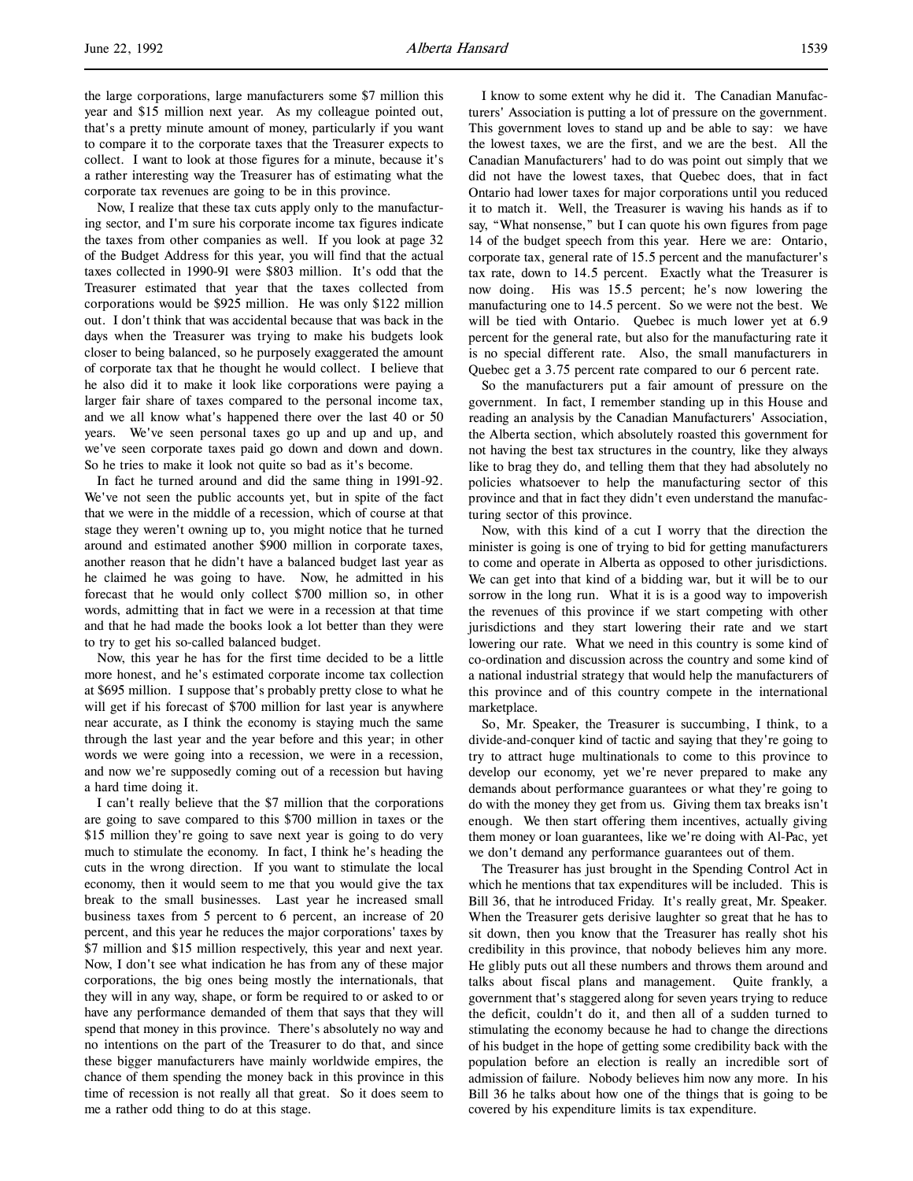the large corporations, large manufacturers some $7 million this year and $15 million next year. As my colleague pointed out, that's a pretty minute amount of money, particularly if you want to compare it to the corporate taxes that the Treasurer expects to collect. I want to look at those figures for a minute, because it's a rather interesting way the Treasurer has of estimating what the corporate tax revenues are going to be in this province.

Now, I realize that these tax cuts apply only to the manufacturing sector, and I'm sure his corporate income tax figures indicate the taxes from other companies as well. If you look at page 32 of the Budget Address for this year, you will find that the actual taxes collected in 1990-91 were $803 million. It's odd that the Treasurer estimated that year that the taxes collected from corporations would be $925 million. He was only $122 million out. I don't think that was accidental because that was back in the days when the Treasurer was trying to make his budgets look closer to being balanced, so he purposely exaggerated the amount of corporate tax that he thought he would collect. I believe that he also did it to make it look like corporations were paying a larger fair share of taxes compared to the personal income tax, and we all know what's happened there over the last 40 or 50 years. We've seen personal taxes go up and up and up, and we've seen corporate taxes paid go down and down and down. So he tries to make it look not quite so bad as it's become.

In fact he turned around and did the same thing in 1991-92. We've not seen the public accounts yet, but in spite of the fact that we were in the middle of a recession, which of course at that stage they weren't owning up to, you might notice that he turned around and estimated another $900 million in corporate taxes, another reason that he didn't have a balanced budget last year as he claimed he was going to have. Now, he admitted in his forecast that he would only collect $700 million so, in other words, admitting that in fact we were in a recession at that time and that he had made the books look a lot better than they were to try to get his so-called balanced budget.

Now, this year he has for the first time decided to be a little more honest, and he's estimated corporate income tax collection at $695 million. I suppose that's probably pretty close to what he will get if his forecast of $700 million for last year is anywhere near accurate, as I think the economy is staying much the same through the last year and the year before and this year; in other words we were going into a recession, we were in a recession, and now we're supposedly coming out of a recession but having a hard time doing it.

I can't really believe that the $7 million that the corporations are going to save compared to this $700 million in taxes or the $15 million they're going to save next year is going to do very much to stimulate the economy. In fact, I think he's heading the cuts in the wrong direction. If you want to stimulate the local economy, then it would seem to me that you would give the tax break to the small businesses. Last year he increased small business taxes from 5 percent to 6 percent, an increase of 20 percent, and this year he reduces the major corporations' taxes by $7 million and $15 million respectively, this year and next year. Now, I don't see what indication he has from any of these major corporations, the big ones being mostly the internationals, that they will in any way, shape, or form be required to or asked to or have any performance demanded of them that says that they will spend that money in this province. There's absolutely no way and no intentions on the part of the Treasurer to do that, and since these bigger manufacturers have mainly worldwide empires, the chance of them spending the money back in this province in this time of recession is not really all that great. So it does seem to me a rather odd thing to do at this stage.

I know to some extent why he did it. The Canadian Manufacturers' Association is putting a lot of pressure on the government. This government loves to stand up and be able to say: we have the lowest taxes, we are the first, and we are the best. All the Canadian Manufacturers' had to do was point out simply that we did not have the lowest taxes, that Quebec does, that in fact Ontario had lower taxes for major corporations until you reduced it to match it. Well, the Treasurer is waving his hands as if to say, "What nonsense," but I can quote his own figures from page 14 of the budget speech from this year. Here we are: Ontario, corporate tax, general rate of 15.5 percent and the manufacturer's tax rate, down to 14.5 percent. Exactly what the Treasurer is now doing. His was 15.5 percent; he's now lowering the manufacturing one to 14.5 percent. So we were not the best. We will be tied with Ontario. Quebec is much lower yet at 6.9 percent for the general rate, but also for the manufacturing rate it is no special different rate. Also, the small manufacturers in Quebec get a 3.75 percent rate compared to our 6 percent rate.

So the manufacturers put a fair amount of pressure on the government. In fact, I remember standing up in this House and reading an analysis by the Canadian Manufacturers' Association, the Alberta section, which absolutely roasted this government for not having the best tax structures in the country, like they always like to brag they do, and telling them that they had absolutely no policies whatsoever to help the manufacturing sector of this province and that in fact they didn't even understand the manufacturing sector of this province.

Now, with this kind of a cut I worry that the direction the minister is going is one of trying to bid for getting manufacturers to come and operate in Alberta as opposed to other jurisdictions. We can get into that kind of a bidding war, but it will be to our sorrow in the long run. What it is is a good way to impoverish the revenues of this province if we start competing with other jurisdictions and they start lowering their rate and we start lowering our rate. What we need in this country is some kind of co-ordination and discussion across the country and some kind of a national industrial strategy that would help the manufacturers of this province and of this country compete in the international marketplace.

So, Mr. Speaker, the Treasurer is succumbing, I think, to a divide-and-conquer kind of tactic and saying that they're going to try to attract huge multinationals to come to this province to develop our economy, yet we're never prepared to make any demands about performance guarantees or what they're going to do with the money they get from us. Giving them tax breaks isn't enough. We then start offering them incentives, actually giving them money or loan guarantees, like we're doing with Al-Pac, yet we don't demand any performance guarantees out of them.

The Treasurer has just brought in the Spending Control Act in which he mentions that tax expenditures will be included. This is Bill 36, that he introduced Friday. It's really great, Mr. Speaker. When the Treasurer gets derisive laughter so great that he has to sit down, then you know that the Treasurer has really shot his credibility in this province, that nobody believes him any more. He glibly puts out all these numbers and throws them around and talks about fiscal plans and management. Quite frankly, a government that's staggered along for seven years trying to reduce the deficit, couldn't do it, and then all of a sudden turned to stimulating the economy because he had to change the directions of his budget in the hope of getting some credibility back with the population before an election is really an incredible sort of admission of failure. Nobody believes him now any more. In his Bill 36 he talks about how one of the things that is going to be covered by his expenditure limits is tax expenditure.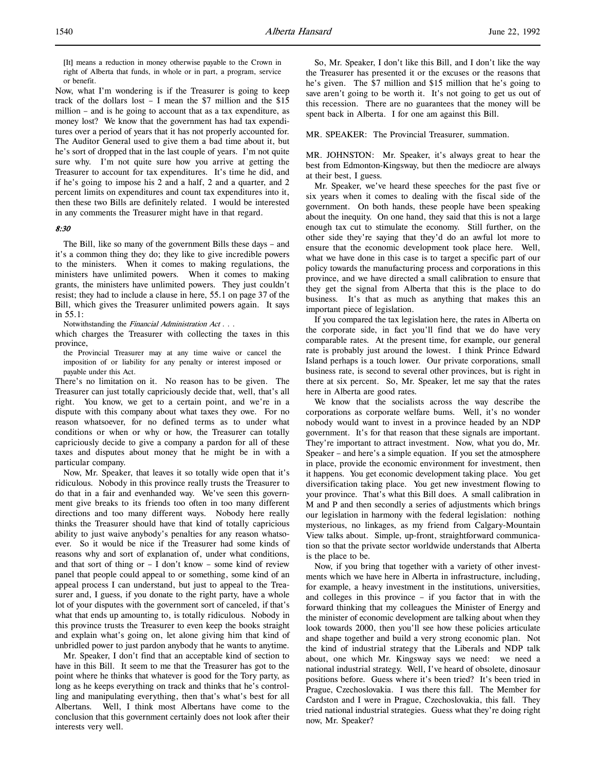[It] means a reduction in money otherwise payable to the Crown in right of Alberta that funds, in whole or in part, a program, service or benefit.

Now, what I'm wondering is if the Treasurer is going to keep track of the dollars lost – I mean the $7 million and the $15 million – and is he going to account that as a tax expenditure, as money lost? We know that the government has had tax expenditures over a period of years that it has not properly accounted for. The Auditor General used to give them a bad time about it, but he's sort of dropped that in the last couple of years. I'm not quite sure why. I'm not quite sure how you arrive at getting the Treasurer to account for tax expenditures. It's time he did, and if he's going to impose his 2 and a half, 2 and a quarter, and 2 percent limits on expenditures and count tax expenditures into it, then these two Bills are definitely related. I would be interested in any comments the Treasurer might have in that regard.

*8:30*

The Bill, like so many of the government Bills these days – and it's a common thing they do; they like to give incredible powers to the ministers. When it comes to making regulations, the ministers have unlimited powers. When it comes to making grants, the ministers have unlimited powers. They just couldn't resist; they had to include a clause in here, 55.1 on page 37 of the Bill, which gives the Treasurer unlimited powers again. It says in 55.1:

Notwithstanding the *Financial Administration Act* . . .

which charges the Treasurer with collecting the taxes in this province,

the Provincial Treasurer may at any time waive or cancel the imposition of or liability for any penalty or interest imposed or payable under this Act.

There's no limitation on it. No reason has to be given. The Treasurer can just totally capriciously decide that, well, that's all right. You know, we get to a certain point, and we're in a dispute with this company about what taxes they owe. For no reason whatsoever, for no defined terms as to under what conditions or when or why or how, the Treasurer can totally capriciously decide to give a company a pardon for all of these taxes and disputes about money that he might be in with a particular company.

Now, Mr. Speaker, that leaves it so totally wide open that it's ridiculous. Nobody in this province really trusts the Treasurer to do that in a fair and evenhanded way. We've seen this government give breaks to its friends too often in too many different directions and too many different ways. Nobody here really thinks the Treasurer should have that kind of totally capricious ability to just waive anybody's penalties for any reason whatsoever. So it would be nice if the Treasurer had some kinds of reasons why and sort of explanation of, under what conditions, and that sort of thing or – I don't know – some kind of review panel that people could appeal to or something, some kind of an appeal process I can understand, but just to appeal to the Treasurer and, I guess, if you donate to the right party, have a whole lot of your disputes with the government sort of canceled, if that's what that ends up amounting to, is totally ridiculous. Nobody in this province trusts the Treasurer to even keep the books straight and explain what's going on, let alone giving him that kind of unbridled power to just pardon anybody that he wants to anytime.

Mr. Speaker, I don't find that an acceptable kind of section to have in this Bill. It seem to me that the Treasurer has got to the point where he thinks that whatever is good for the Tory party, as long as he keeps everything on track and thinks that he's controlling and manipulating everything, then that's what's best for all Albertans. Well, I think most Albertans have come to the conclusion that this government certainly does not look after their interests very well.

So, Mr. Speaker, I don't like this Bill, and I don't like the way the Treasurer has presented it or the excuses or the reasons that he's given. The $7 million and $15 million that he's going to save aren't going to be worth it. It's not going to get us out of this recession. There are no guarantees that the money will be spent back in Alberta. I for one am against this Bill.

MR. SPEAKER: The Provincial Treasurer, summation.

MR. JOHNSTON: Mr. Speaker, it's always great to hear the best from Edmonton-Kingsway, but then the mediocre are always at their best, I guess.

Mr. Speaker, we've heard these speeches for the past five or six years when it comes to dealing with the fiscal side of the government. On both hands, these people have been speaking about the inequity. On one hand, they said that this is not a large enough tax cut to stimulate the economy. Still further, on the other side they're saying that they'd do an awful lot more to ensure that the economic development took place here. Well, what we have done in this case is to target a specific part of our policy towards the manufacturing process and corporations in this province, and we have directed a small calibration to ensure that they get the signal from Alberta that this is the place to do business. It's that as much as anything that makes this an important piece of legislation.

If you compared the tax legislation here, the rates in Alberta on the corporate side, in fact you'll find that we do have very comparable rates. At the present time, for example, our general rate is probably just around the lowest. I think Prince Edward Island perhaps is a touch lower. Our private corporations, small business rate, is second to several other provinces, but is right in there at six percent. So, Mr. Speaker, let me say that the rates here in Alberta are good rates.

We know that the socialists across the way describe the corporations as corporate welfare bums. Well, it's no wonder nobody would want to invest in a province headed by an NDP government. It's for that reason that these signals are important. They're important to attract investment. Now, what you do, Mr. Speaker – and here's a simple equation. If you set the atmosphere in place, provide the economic environment for investment, then it happens. You get economic development taking place. You get diversification taking place. You get new investment flowing to your province. That's what this Bill does. A small calibration in M and P and then secondly a series of adjustments which brings our legislation in harmony with the federal legislation: nothing mysterious, no linkages, as my friend from Calgary-Mountain View talks about. Simple, up-front, straightforward communication so that the private sector worldwide understands that Alberta is the place to be.

Now, if you bring that together with a variety of other investments which we have here in Alberta in infrastructure, including, for example, a heavy investment in the institutions, universities, and colleges in this province – if you factor that in with the forward thinking that my colleagues the Minister of Energy and the minister of economic development are talking about when they look towards 2000, then you'll see how these policies articulate and shape together and build a very strong economic plan. Not the kind of industrial strategy that the Liberals and NDP talk about, one which Mr. Kingsway says we need: we need a national industrial strategy. Well, I've heard of obsolete, dinosaur positions before. Guess where it's been tried? It's been tried in Prague, Czechoslovakia. I was there this fall. The Member for Cardston and I were in Prague, Czechoslovakia, this fall. They tried national industrial strategies. Guess what they're doing right now, Mr. Speaker?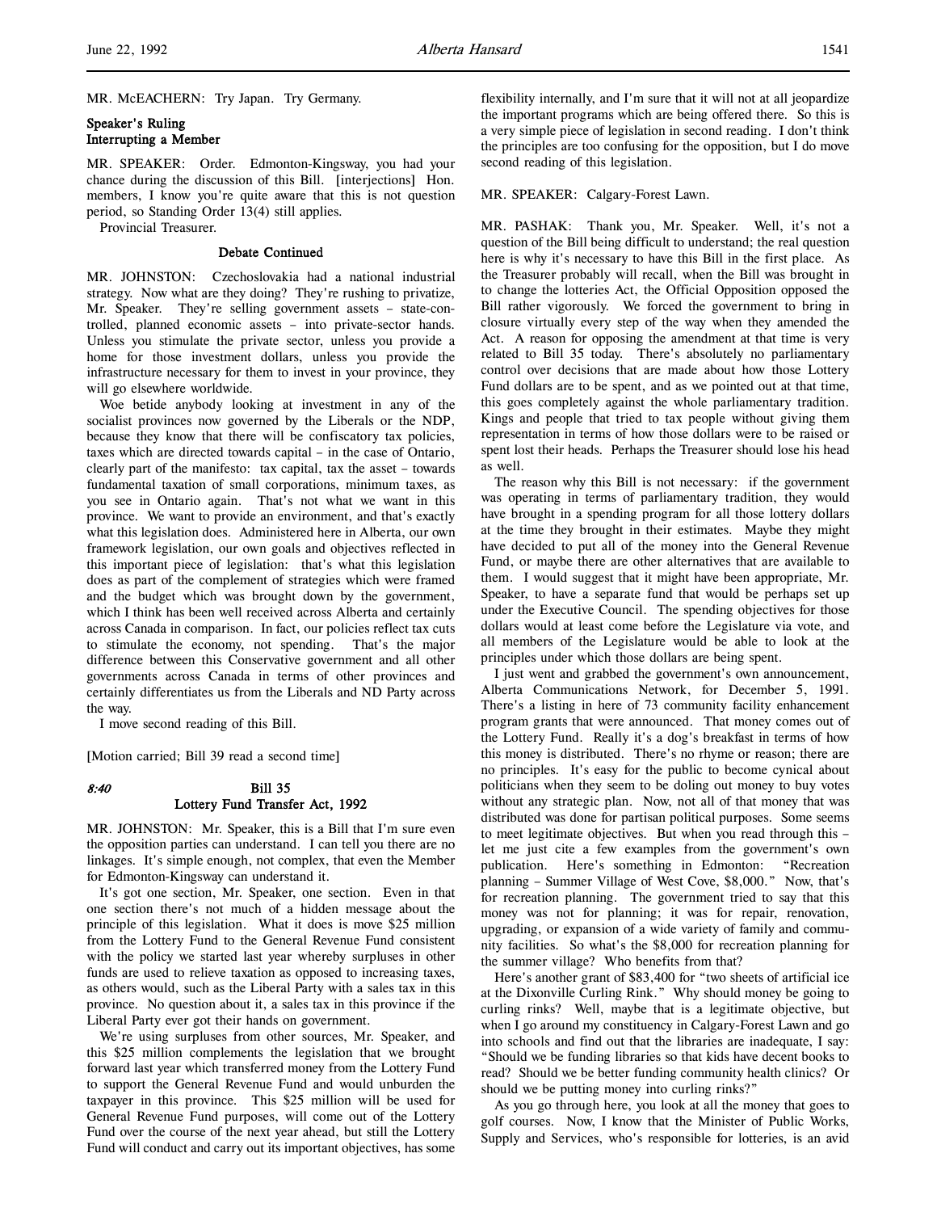MR. McEACHERN: Try Japan. Try Germany.

**Speaker's Ruling**
**Interrupting a Member**

MR. SPEAKER: Order. Edmonton-Kingsway, you had your chance during the discussion of this Bill. [interjections] Hon. members, I know you're quite aware that this is not question period, so Standing Order 13(4) still applies.

Provincial Treasurer.

**Debate Continued**

MR. JOHNSTON: Czechoslovakia had a national industrial strategy. Now what are they doing? They're rushing to privatize, Mr. Speaker. They're selling government assets – state-controlled, planned economic assets – into private-sector hands. Unless you stimulate the private sector, unless you provide a home for those investment dollars, unless you provide the infrastructure necessary for them to invest in your province, they will go elsewhere worldwide.

Woe betide anybody looking at investment in any of the socialist provinces now governed by the Liberals or the NDP, because they know that there will be confiscatory tax policies, taxes which are directed towards capital – in the case of Ontario, clearly part of the manifesto: tax capital, tax the asset – towards fundamental taxation of small corporations, minimum taxes, as you see in Ontario again. That's not what we want in this province. We want to provide an environment, and that's exactly what this legislation does. Administered here in Alberta, our own framework legislation, our own goals and objectives reflected in this important piece of legislation: that's what this legislation does as part of the complement of strategies which were framed and the budget which was brought down by the government, which I think has been well received across Alberta and certainly across Canada in comparison. In fact, our policies reflect tax cuts to stimulate the economy, not spending. That's the major difference between this Conservative government and all other governments across Canada in terms of other provinces and certainly differentiates us from the Liberals and ND Party across the way.

I move second reading of this Bill.

[Motion carried; Bill 39 read a second time]

*8:40*

**Bill 35**
**Lottery Fund Transfer Act, 1992**

MR. JOHNSTON: Mr. Speaker, this is a Bill that I'm sure even the opposition parties can understand. I can tell you there are no linkages. It's simple enough, not complex, that even the Member for Edmonton-Kingsway can understand it.

It's got one section, Mr. Speaker, one section. Even in that one section there's not much of a hidden message about the principle of this legislation. What it does is move $25 million from the Lottery Fund to the General Revenue Fund consistent with the policy we started last year whereby surpluses in other funds are used to relieve taxation as opposed to increasing taxes, as others would, such as the Liberal Party with a sales tax in this province. No question about it, a sales tax in this province if the Liberal Party ever got their hands on government.

We're using surpluses from other sources, Mr. Speaker, and this $25 million complements the legislation that we brought forward last year which transferred money from the Lottery Fund to support the General Revenue Fund and would unburden the taxpayer in this province. This $25 million will be used for General Revenue Fund purposes, will come out of the Lottery Fund over the course of the next year ahead, but still the Lottery Fund will conduct and carry out its important objectives, has some flexibility internally, and I'm sure that it will not at all jeopardize the important programs which are being offered there. So this is a very simple piece of legislation in second reading. I don't think the principles are too confusing for the opposition, but I do move second reading of this legislation.

MR. SPEAKER: Calgary-Forest Lawn.

MR. PASHAK: Thank you, Mr. Speaker. Well, it's not a question of the Bill being difficult to understand; the real question here is why it's necessary to have this Bill in the first place. As the Treasurer probably will recall, when the Bill was brought in to change the lotteries Act, the Official Opposition opposed the Bill rather vigorously. We forced the government to bring in closure virtually every step of the way when they amended the Act. A reason for opposing the amendment at that time is very related to Bill 35 today. There's absolutely no parliamentary control over decisions that are made about how those Lottery Fund dollars are to be spent, and as we pointed out at that time, this goes completely against the whole parliamentary tradition. Kings and people that tried to tax people without giving them representation in terms of how those dollars were to be raised or spent lost their heads. Perhaps the Treasurer should lose his head as well.

The reason why this Bill is not necessary: if the government was operating in terms of parliamentary tradition, they would have brought in a spending program for all those lottery dollars at the time they brought in their estimates. Maybe they might have decided to put all of the money into the General Revenue Fund, or maybe there are other alternatives that are available to them. I would suggest that it might have been appropriate, Mr. Speaker, to have a separate fund that would be perhaps set up under the Executive Council. The spending objectives for those dollars would at least come before the Legislature via vote, and all members of the Legislature would be able to look at the principles under which those dollars are being spent.

I just went and grabbed the government's own announcement, Alberta Communications Network, for December 5, 1991. There's a listing in here of 73 community facility enhancement program grants that were announced. That money comes out of the Lottery Fund. Really it's a dog's breakfast in terms of how this money is distributed. There's no rhyme or reason; there are no principles. It's easy for the public to become cynical about politicians when they seem to be doling out money to buy votes without any strategic plan. Now, not all of that money that was distributed was done for partisan political purposes. Some seems to meet legitimate objectives. But when you read through this – let me just cite a few examples from the government's own publication. Here's something in Edmonton: "Recreation planning – Summer Village of West Cove, $8,000." Now, that's for recreation planning. The government tried to say that this money was not for planning; it was for repair, renovation, upgrading, or expansion of a wide variety of family and community facilities. So what's the $8,000 for recreation planning for the summer village? Who benefits from that?

Here's another grant of $83,400 for "two sheets of artificial ice at the Dixonville Curling Rink." Why should money be going to curling rinks? Well, maybe that is a legitimate objective, but when I go around my constituency in Calgary-Forest Lawn and go into schools and find out that the libraries are inadequate, I say: "Should we be funding libraries so that kids have decent books to read? Should we be better funding community health clinics? Or should we be putting money into curling rinks?"

As you go through here, you look at all the money that goes to golf courses. Now, I know that the Minister of Public Works, Supply and Services, who's responsible for lotteries, is an avid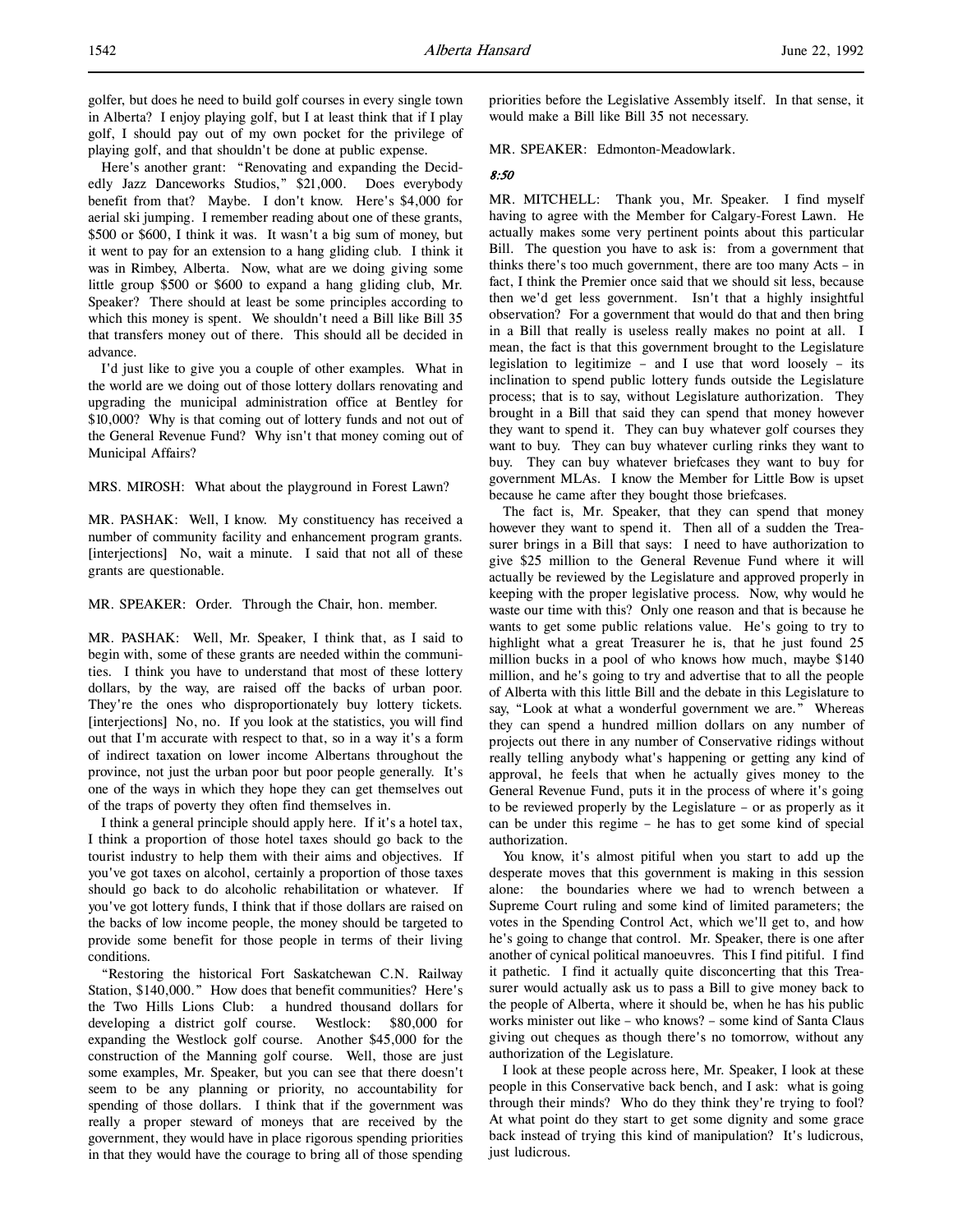golfer, but does he need to build golf courses in every single town in Alberta? I enjoy playing golf, but I at least think that if I play golf, I should pay out of my own pocket for the privilege of playing golf, and that shouldn't be done at public expense.

Here's another grant: "Renovating and expanding the Decidedly Jazz Danceworks Studios," $21,000. Does everybody benefit from that? Maybe. I don't know. Here's $4,000 for aerial ski jumping. I remember reading about one of these grants, $500 or $600, I think it was. It wasn't a big sum of money, but it went to pay for an extension to a hang gliding club. I think it was in Rimbey, Alberta. Now, what are we doing giving some little group $500 or $600 to expand a hang gliding club, Mr. Speaker? There should at least be some principles according to which this money is spent. We shouldn't need a Bill like Bill 35 that transfers money out of there. This should all be decided in advance.

I'd just like to give you a couple of other examples. What in the world are we doing out of those lottery dollars renovating and upgrading the municipal administration office at Bentley for $10,000? Why is that coming out of lottery funds and not out of the General Revenue Fund? Why isn't that money coming out of Municipal Affairs?

MRS. MIROSH: What about the playground in Forest Lawn?

MR. PASHAK: Well, I know. My constituency has received a number of community facility and enhancement program grants. [interjections] No, wait a minute. I said that not all of these grants are questionable.

MR. SPEAKER: Order. Through the Chair, hon. member.

MR. PASHAK: Well, Mr. Speaker, I think that, as I said to begin with, some of these grants are needed within the communities. I think you have to understand that most of these lottery dollars, by the way, are raised off the backs of urban poor. They're the ones who disproportionately buy lottery tickets. [interjections] No, no. If you look at the statistics, you will find out that I'm accurate with respect to that, so in a way it's a form of indirect taxation on lower income Albertans throughout the province, not just the urban poor but poor people generally. It's one of the ways in which they hope they can get themselves out of the traps of poverty they often find themselves in.

I think a general principle should apply here. If it's a hotel tax, I think a proportion of those hotel taxes should go back to the tourist industry to help them with their aims and objectives. If you've got taxes on alcohol, certainly a proportion of those taxes should go back to do alcoholic rehabilitation or whatever. If you've got lottery funds, I think that if those dollars are raised on the backs of low income people, the money should be targeted to provide some benefit for those people in terms of their living conditions.

"Restoring the historical Fort Saskatchewan C.N. Railway Station, $140,000." How does that benefit communities? Here's the Two Hills Lions Club: a hundred thousand dollars for developing a district golf course. Westlock: $80,000 for expanding the Westlock golf course. Another $45,000 for the construction of the Manning golf course. Well, those are just some examples, Mr. Speaker, but you can see that there doesn't seem to be any planning or priority, no accountability for spending of those dollars. I think that if the government was really a proper steward of moneys that are received by the government, they would have in place rigorous spending priorities in that they would have the courage to bring all of those spending priorities before the Legislative Assembly itself. In that sense, it would make a Bill like Bill 35 not necessary.

MR. SPEAKER: Edmonton-Meadowlark.

*8:50*

MR. MITCHELL: Thank you, Mr. Speaker. I find myself having to agree with the Member for Calgary-Forest Lawn. He actually makes some very pertinent points about this particular Bill. The question you have to ask is: from a government that thinks there's too much government, there are too many Acts – in fact, I think the Premier once said that we should sit less, because then we'd get less government. Isn't that a highly insightful observation? For a government that would do that and then bring in a Bill that really is useless really makes no point at all. I mean, the fact is that this government brought to the Legislature legislation to legitimize – and I use that word loosely – its inclination to spend public lottery funds outside the Legislature process; that is to say, without Legislature authorization. They brought in a Bill that said they can spend that money however they want to spend it. They can buy whatever golf courses they want to buy. They can buy whatever curling rinks they want to buy. They can buy whatever briefcases they want to buy for government MLAs. I know the Member for Little Bow is upset because he came after they bought those briefcases.

The fact is, Mr. Speaker, that they can spend that money however they want to spend it. Then all of a sudden the Treasurer brings in a Bill that says: I need to have authorization to give $25 million to the General Revenue Fund where it will actually be reviewed by the Legislature and approved properly in keeping with the proper legislative process. Now, why would he waste our time with this? Only one reason and that is because he wants to get some public relations value. He's going to try to highlight what a great Treasurer he is, that he just found 25 million bucks in a pool of who knows how much, maybe $140 million, and he's going to try and advertise that to all the people of Alberta with this little Bill and the debate in this Legislature to say, "Look at what a wonderful government we are." Whereas they can spend a hundred million dollars on any number of projects out there in any number of Conservative ridings without really telling anybody what's happening or getting any kind of approval, he feels that when he actually gives money to the General Revenue Fund, puts it in the process of where it's going to be reviewed properly by the Legislature – or as properly as it can be under this regime – he has to get some kind of special authorization.

You know, it's almost pitiful when you start to add up the desperate moves that this government is making in this session alone: the boundaries where we had to wrench between a Supreme Court ruling and some kind of limited parameters; the votes in the Spending Control Act, which we'll get to, and how he's going to change that control. Mr. Speaker, there is one after another of cynical political manoeuvres. This I find pitiful. I find it pathetic. I find it actually quite disconcerting that this Treasurer would actually ask us to pass a Bill to give money back to the people of Alberta, where it should be, when he has his public works minister out like – who knows? – some kind of Santa Claus giving out cheques as though there's no tomorrow, without any authorization of the Legislature.

I look at these people across here, Mr. Speaker, I look at these people in this Conservative back bench, and I ask: what is going through their minds? Who do they think they're trying to fool? At what point do they start to get some dignity and some grace back instead of trying this kind of manipulation? It's ludicrous, just ludicrous.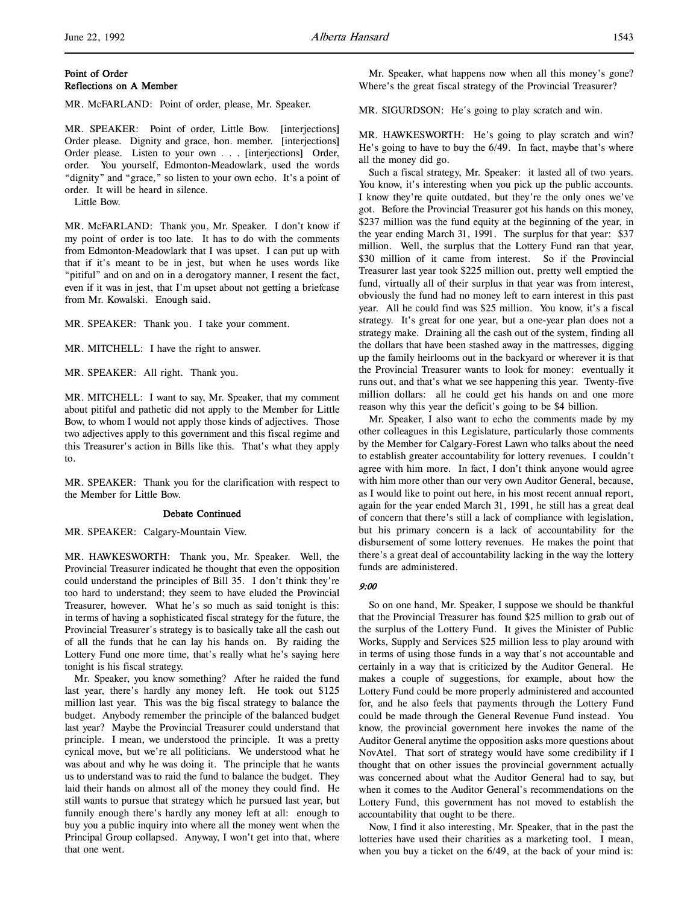### Point of Order
### Reflections on A Member

MR. McFARLAND: Point of order, please, Mr. Speaker.

MR. SPEAKER: Point of order, Little Bow. [interjections] Order please. Dignity and grace, hon. member. [interjections] Order please. Listen to your own . . . [interjections] Order, order. You yourself, Edmonton-Meadowlark, used the words "dignity" and "grace," so listen to your own echo. It's a point of order. It will be heard in silence.

Little Bow.

MR. McFARLAND: Thank you, Mr. Speaker. I don't know if my point of order is too late. It has to do with the comments from Edmonton-Meadowlark that I was upset. I can put up with that if it's meant to be in jest, but when he uses words like "pitiful" and on and on and on in a derogatory manner, I resent the fact, even if it was in jest, that I'm upset about not getting a briefcase from Mr. Kowalski. Enough said.

MR. SPEAKER: Thank you. I take your comment.

MR. MITCHELL: I have the right to answer.

MR. SPEAKER: All right. Thank you.

MR. MITCHELL: I want to say, Mr. Speaker, that my comment about pitiful and pathetic did not apply to the Member for Little Bow, to whom I would not apply those kinds of adjectives. Those two adjectives apply to this government and this fiscal regime and this Treasurer's action in Bills like this. That's what they apply to.

MR. SPEAKER: Thank you for the clarification with respect to the Member for Little Bow.

### Debate Continued

MR. SPEAKER: Calgary-Mountain View.

MR. HAWKESWORTH: Thank you, Mr. Speaker. Well, the Provincial Treasurer indicated he thought that even the opposition could understand the principles of Bill 35. I don't think they're too hard to understand; they seem to have eluded the Provincial Treasurer, however. What he's so much as said tonight is this: in terms of having a sophisticated fiscal strategy for the future, the Provincial Treasurer's strategy is to basically take all the cash out of all the funds that he can lay his hands on. By raiding the Lottery Fund one more time, that's really what he's saying here tonight is his fiscal strategy.

Mr. Speaker, you know something? After he raided the fund last year, there's hardly any money left. He took out $125 million last year. This was the big fiscal strategy to balance the budget. Anybody remember the principle of the balanced budget last year? Maybe the Provincial Treasurer could understand that principle. I mean, we understood the principle. It was a pretty cynical move, but we're all politicians. We understood what he was about and why he was doing it. The principle that he wants us to understand was to raid the fund to balance the budget. They laid their hands on almost all of the money they could find. He still wants to pursue that strategy which he pursued last year, but funnily enough there's hardly any money left at all: enough to buy you a public inquiry into where all the money went when the Principal Group collapsed. Anyway, I won't get into that, where that one went.

Mr. Speaker, what happens now when all this money's gone? Where's the great fiscal strategy of the Provincial Treasurer?

MR. SIGURDSON: He's going to play scratch and win.

MR. HAWKESWORTH: He's going to play scratch and win? He's going to have to buy the 6/49. In fact, maybe that's where all the money did go.

Such a fiscal strategy, Mr. Speaker: it lasted all of two years. You know, it's interesting when you pick up the public accounts. I know they're quite outdated, but they're the only ones we've got. Before the Provincial Treasurer got his hands on this money, $237 million was the fund equity at the beginning of the year, in the year ending March 31, 1991. The surplus for that year: $37 million. Well, the surplus that the Lottery Fund ran that year, $30 million of it came from interest. So if the Provincial Treasurer last year took $225 million out, pretty well emptied the fund, virtually all of their surplus in that year was from interest, obviously the fund had no money left to earn interest in this past year. All he could find was $25 million. You know, it's a fiscal strategy. It's great for one year, but a one-year plan does not a strategy make. Draining all the cash out of the system, finding all the dollars that have been stashed away in the mattresses, digging up the family heirlooms out in the backyard or wherever it is that the Provincial Treasurer wants to look for money: eventually it runs out, and that's what we see happening this year. Twenty-five million dollars: all he could get his hands on and one more reason why this year the deficit's going to be $4 billion.

Mr. Speaker, I also want to echo the comments made by my other colleagues in this Legislature, particularly those comments by the Member for Calgary-Forest Lawn who talks about the need to establish greater accountability for lottery revenues. I couldn't agree with him more. In fact, I don't think anyone would agree with him more other than our very own Auditor General, because, as I would like to point out here, in his most recent annual report, again for the year ended March 31, 1991, he still has a great deal of concern that there's still a lack of compliance with legislation, but his primary concern is a lack of accountability for the disbursement of some lottery revenues. He makes the point that there's a great deal of accountability lacking in the way the lottery funds are administered.

*9:00*

So on one hand, Mr. Speaker, I suppose we should be thankful that the Provincial Treasurer has found $25 million to grab out of the surplus of the Lottery Fund. It gives the Minister of Public Works, Supply and Services $25 million less to play around with in terms of using those funds in a way that's not accountable and certainly in a way that is criticized by the Auditor General. He makes a couple of suggestions, for example, about how the Lottery Fund could be more properly administered and accounted for, and he also feels that payments through the Lottery Fund could be made through the General Revenue Fund instead. You know, the provincial government here invokes the name of the Auditor General anytime the opposition asks more questions about NovAtel. That sort of strategy would have some credibility if I thought that on other issues the provincial government actually was concerned about what the Auditor General had to say, but when it comes to the Auditor General's recommendations on the Lottery Fund, this government has not moved to establish the accountability that ought to be there.

Now, I find it also interesting, Mr. Speaker, that in the past the lotteries have used their charities as a marketing tool. I mean, when you buy a ticket on the 6/49, at the back of your mind is: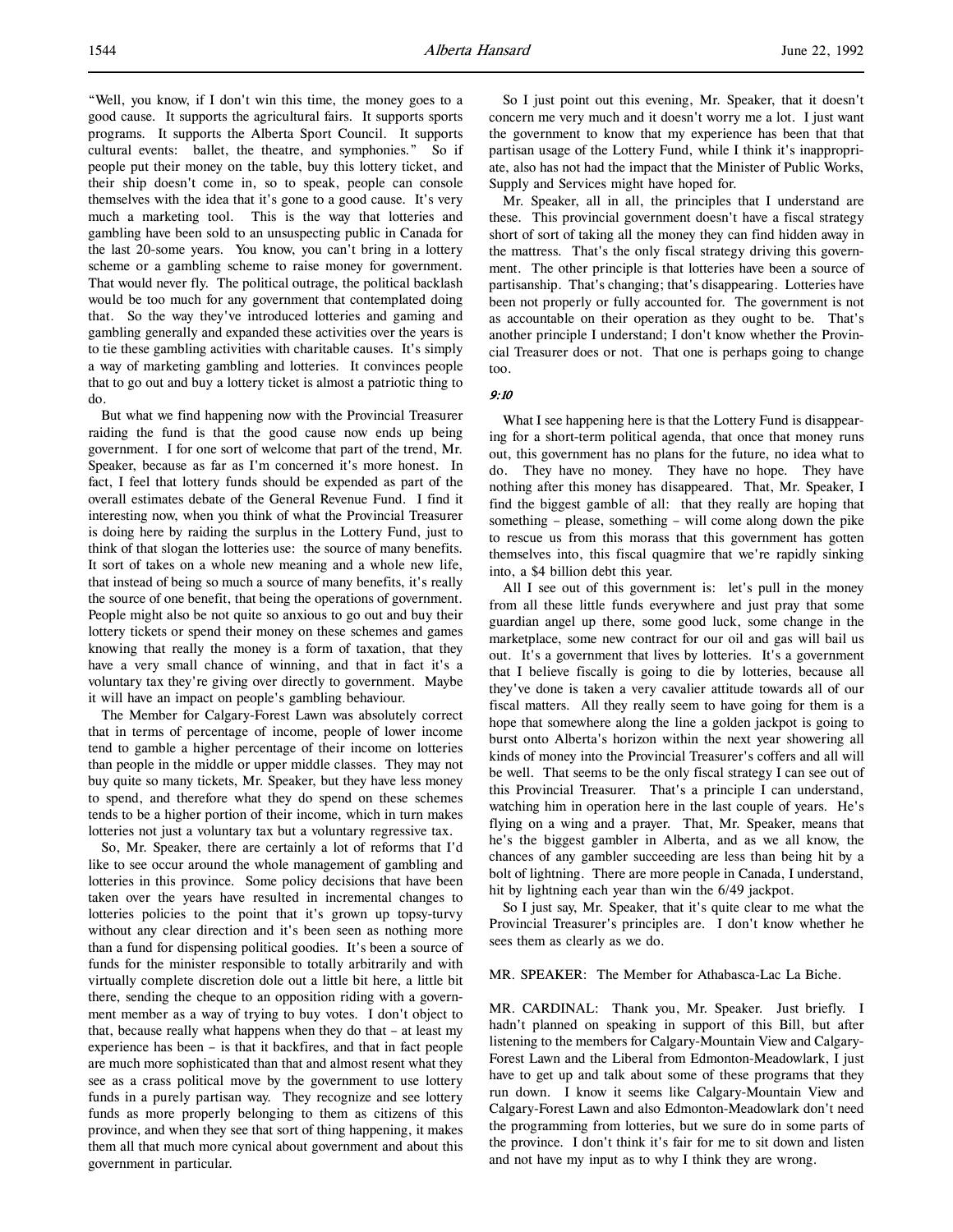"Well, you know, if I don't win this time, the money goes to a good cause. It supports the agricultural fairs. It supports sports programs. It supports the Alberta Sport Council. It supports cultural events: ballet, the theatre, and symphonies." So if people put their money on the table, buy this lottery ticket, and their ship doesn't come in, so to speak, people can console themselves with the idea that it's gone to a good cause. It's very much a marketing tool. This is the way that lotteries and gambling have been sold to an unsuspecting public in Canada for the last 20-some years. You know, you can't bring in a lottery scheme or a gambling scheme to raise money for government. That would never fly. The political outrage, the political backlash would be too much for any government that contemplated doing that. So the way they've introduced lotteries and gaming and gambling generally and expanded these activities over the years is to tie these gambling activities with charitable causes. It's simply a way of marketing gambling and lotteries. It convinces people that to go out and buy a lottery ticket is almost a patriotic thing to do.

But what we find happening now with the Provincial Treasurer raiding the fund is that the good cause now ends up being government. I for one sort of welcome that part of the trend, Mr. Speaker, because as far as I'm concerned it's more honest. In fact, I feel that lottery funds should be expended as part of the overall estimates debate of the General Revenue Fund. I find it interesting now, when you think of what the Provincial Treasurer is doing here by raiding the surplus in the Lottery Fund, just to think of that slogan the lotteries use: the source of many benefits. It sort of takes on a whole new meaning and a whole new life, that instead of being so much a source of many benefits, it's really the source of one benefit, that being the operations of government. People might also be not quite so anxious to go out and buy their lottery tickets or spend their money on these schemes and games knowing that really the money is a form of taxation, that they have a very small chance of winning, and that in fact it's a voluntary tax they're giving over directly to government. Maybe it will have an impact on people's gambling behaviour.

The Member for Calgary-Forest Lawn was absolutely correct that in terms of percentage of income, people of lower income tend to gamble a higher percentage of their income on lotteries than people in the middle or upper middle classes. They may not buy quite so many tickets, Mr. Speaker, but they have less money to spend, and therefore what they do spend on these schemes tends to be a higher portion of their income, which in turn makes lotteries not just a voluntary tax but a voluntary regressive tax.

So, Mr. Speaker, there are certainly a lot of reforms that I'd like to see occur around the whole management of gambling and lotteries in this province. Some policy decisions that have been taken over the years have resulted in incremental changes to lotteries policies to the point that it's grown up topsy-turvy without any clear direction and it's been seen as nothing more than a fund for dispensing political goodies. It's been a source of funds for the minister responsible to totally arbitrarily and with virtually complete discretion dole out a little bit here, a little bit there, sending the cheque to an opposition riding with a government member as a way of trying to buy votes. I don't object to that, because really what happens when they do that – at least my experience has been – is that it backfires, and that in fact people are much more sophisticated than that and almost resent what they see as a crass political move by the government to use lottery funds in a purely partisan way. They recognize and see lottery funds as more properly belonging to them as citizens of this province, and when they see that sort of thing happening, it makes them all that much more cynical about government and about this government in particular.

So I just point out this evening, Mr. Speaker, that it doesn't concern me very much and it doesn't worry me a lot. I just want the government to know that my experience has been that that partisan usage of the Lottery Fund, while I think it's inappropriate, also has not had the impact that the Minister of Public Works, Supply and Services might have hoped for.

Mr. Speaker, all in all, the principles that I understand are these. This provincial government doesn't have a fiscal strategy short of sort of taking all the money they can find hidden away in the mattress. That's the only fiscal strategy driving this government. The other principle is that lotteries have been a source of partisanship. That's changing; that's disappearing. Lotteries have been not properly or fully accounted for. The government is not as accountable on their operation as they ought to be. That's another principle I understand; I don't know whether the Provincial Treasurer does or not. That one is perhaps going to change too.

*9:10*

What I see happening here is that the Lottery Fund is disappearing for a short-term political agenda, that once that money runs out, this government has no plans for the future, no idea what to do. They have no money. They have no hope. They have nothing after this money has disappeared. That, Mr. Speaker, I find the biggest gamble of all: that they really are hoping that something – please, something – will come along down the pike to rescue us from this morass that this government has gotten themselves into, this fiscal quagmire that we're rapidly sinking into, a $4 billion debt this year.

All I see out of this government is: let's pull in the money from all these little funds everywhere and just pray that some guardian angel up there, some good luck, some change in the marketplace, some new contract for our oil and gas will bail us out. It's a government that lives by lotteries. It's a government that I believe fiscally is going to die by lotteries, because all they've done is taken a very cavalier attitude towards all of our fiscal matters. All they really seem to have going for them is a hope that somewhere along the line a golden jackpot is going to burst onto Alberta's horizon within the next year showering all kinds of money into the Provincial Treasurer's coffers and all will be well. That seems to be the only fiscal strategy I can see out of this Provincial Treasurer. That's a principle I can understand, watching him in operation here in the last couple of years. He's flying on a wing and a prayer. That, Mr. Speaker, means that he's the biggest gambler in Alberta, and as we all know, the chances of any gambler succeeding are less than being hit by a bolt of lightning. There are more people in Canada, I understand, hit by lightning each year than win the 6/49 jackpot.

So I just say, Mr. Speaker, that it's quite clear to me what the Provincial Treasurer's principles are. I don't know whether he sees them as clearly as we do.

MR. SPEAKER: The Member for Athabasca-Lac La Biche.

MR. CARDINAL: Thank you, Mr. Speaker. Just briefly. I hadn't planned on speaking in support of this Bill, but after listening to the members for Calgary-Mountain View and Calgary-Forest Lawn and the Liberal from Edmonton-Meadowlark, I just have to get up and talk about some of these programs that they run down. I know it seems like Calgary-Mountain View and Calgary-Forest Lawn and also Edmonton-Meadowlark don't need the programming from lotteries, but we sure do in some parts of the province. I don't think it's fair for me to sit down and listen and not have my input as to why I think they are wrong.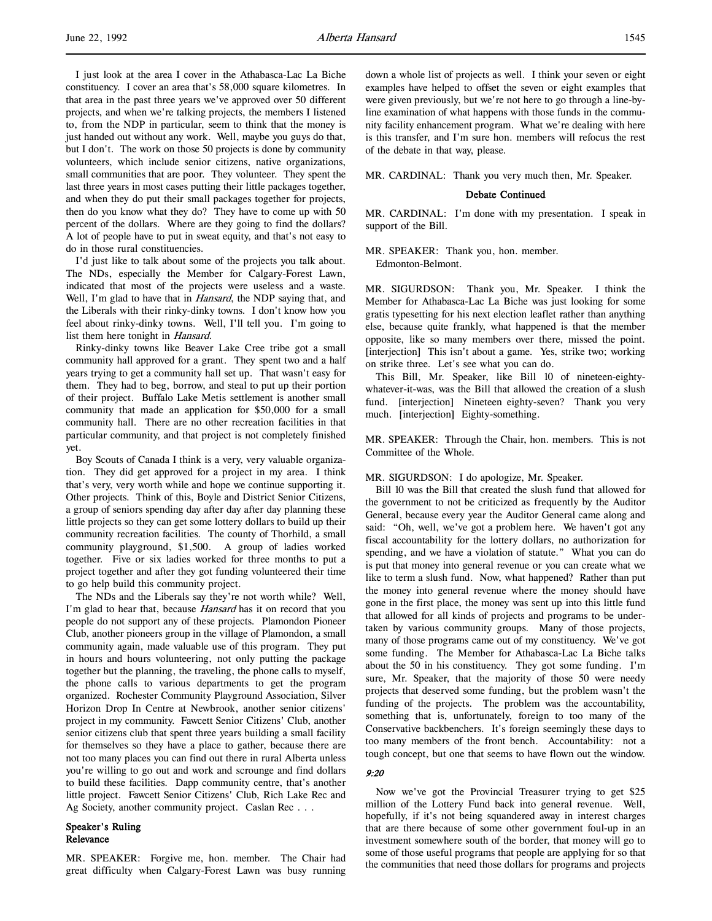I just look at the area I cover in the Athabasca-Lac La Biche constituency. I cover an area that's 58,000 square kilometres. In that area in the past three years we've approved over 50 different projects, and when we're talking projects, the members I listened to, from the NDP in particular, seem to think that the money is just handed out without any work. Well, maybe you guys do that, but I don't. The work on those 50 projects is done by community volunteers, which include senior citizens, native organizations, small communities that are poor. They volunteer. They spent the last three years in most cases putting their little packages together, and when they do put their small packages together for projects, then do you know what they do? They have to come up with 50 percent of the dollars. Where are they going to find the dollars? A lot of people have to put in sweat equity, and that's not easy to do in those rural constituencies.

I'd just like to talk about some of the projects you talk about. The NDs, especially the Member for Calgary-Forest Lawn, indicated that most of the projects were useless and a waste. Well, I'm glad to have that in *Hansard*, the NDP saying that, and the Liberals with their rinky-dinky towns. I don't know how you feel about rinky-dinky towns. Well, I'll tell you. I'm going to list them here tonight in *Hansard*.

Rinky-dinky towns like Beaver Lake Cree tribe got a small community hall approved for a grant. They spent two and a half years trying to get a community hall set up. That wasn't easy for them. They had to beg, borrow, and steal to put up their portion of their project. Buffalo Lake Metis settlement is another small community that made an application for $50,000 for a small community hall. There are no other recreation facilities in that particular community, and that project is not completely finished yet.

Boy Scouts of Canada I think is a very, very valuable organization. They did get approved for a project in my area. I think that's very, very worth while and hope we continue supporting it. Other projects. Think of this, Boyle and District Senior Citizens, a group of seniors spending day after day after day planning these little projects so they can get some lottery dollars to build up their community recreation facilities. The county of Thorhild, a small community playground, $1,500. A group of ladies worked together. Five or six ladies worked for three months to put a project together and after they got funding volunteered their time to go help build this community project.

The NDs and the Liberals say they're not worth while? Well, I'm glad to hear that, because *Hansard* has it on record that you people do not support any of these projects. Plamondon Pioneer Club, another pioneers group in the village of Plamondon, a small community again, made valuable use of this program. They put in hours and hours volunteering, not only putting the package together but the planning, the traveling, the phone calls to myself, the phone calls to various departments to get the program organized. Rochester Community Playground Association, Silver Horizon Drop In Centre at Newbrook, another senior citizens' project in my community. Fawcett Senior Citizens' Club, another senior citizens club that spent three years building a small facility for themselves so they have a place to gather, because there are not too many places you can find out there in rural Alberta unless you're willing to go out and work and scrounge and find dollars to build these facilities. Dapp community centre, that's another little project. Fawcett Senior Citizens' Club, Rich Lake Rec and Ag Society, another community project. Caslan Rec . . .

## Speaker's Ruling
## Relevance

MR. SPEAKER: Forgive me, hon. member. The Chair had great difficulty when Calgary-Forest Lawn was busy running down a whole list of projects as well. I think your seven or eight examples have helped to offset the seven or eight examples that were given previously, but we're not here to go through a line-by-line examination of what happens with those funds in the community facility enhancement program. What we're dealing with here is this transfer, and I'm sure hon. members will refocus the rest of the debate in that way, please.

MR. CARDINAL: Thank you very much then, Mr. Speaker.

## Debate Continued

MR. CARDINAL: I'm done with my presentation. I speak in support of the Bill.

MR. SPEAKER: Thank you, hon. member.
Edmonton-Belmont.

MR. SIGURDSON: Thank you, Mr. Speaker. I think the Member for Athabasca-Lac La Biche was just looking for some gratis typesetting for his next election leaflet rather than anything else, because quite frankly, what happened is that the member opposite, like so many members over there, missed the point. [interjection] This isn't about a game. Yes, strike two; working on strike three. Let's see what you can do.

This Bill, Mr. Speaker, like Bill 10 of nineteen-eighty-whatever-it-was, was the Bill that allowed the creation of a slush fund. [interjection] Nineteen eighty-seven? Thank you very much. [interjection] Eighty-something.

MR. SPEAKER: Through the Chair, hon. members. This is not Committee of the Whole.

MR. SIGURDSON: I do apologize, Mr. Speaker.

Bill 10 was the Bill that created the slush fund that allowed for the government to not be criticized as frequently by the Auditor General, because every year the Auditor General came along and said: "Oh, well, we've got a problem here. We haven't got any fiscal accountability for the lottery dollars, no authorization for spending, and we have a violation of statute." What you can do is put that money into general revenue or you can create what we like to term a slush fund. Now, what happened? Rather than put the money into general revenue where the money should have gone in the first place, the money was sent up into this little fund that allowed for all kinds of projects and programs to be undertaken by various community groups. Many of those projects, many of those programs came out of my constituency. We've got some funding. The Member for Athabasca-Lac La Biche talks about the 50 in his constituency. They got some funding. I'm sure, Mr. Speaker, that the majority of those 50 were needy projects that deserved some funding, but the problem wasn't the funding of the projects. The problem was the accountability, something that is, unfortunately, foreign to too many of the Conservative backbenchers. It's foreign seemingly these days to too many members of the front bench. Accountability: not a tough concept, but one that seems to have flown out the window.

*9:20*

Now we've got the Provincial Treasurer trying to get $25 million of the Lottery Fund back into general revenue. Well, hopefully, if it's not being squandered away in interest charges that are there because of some other government foul-up in an investment somewhere south of the border, that money will go to some of those useful programs that people are applying for so that the communities that need those dollars for programs and projects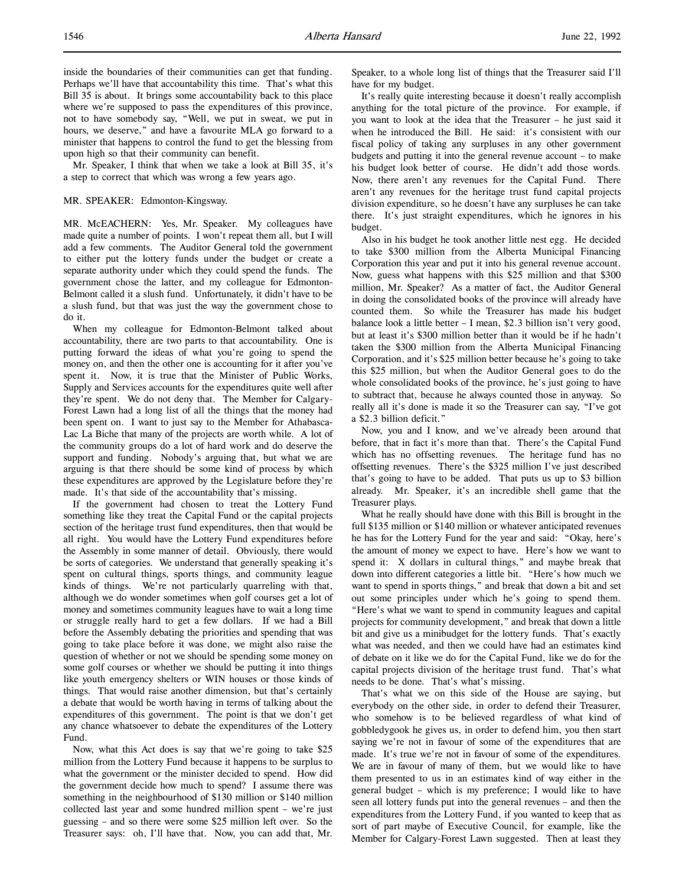inside the boundaries of their communities can get that funding. Perhaps we'll have that accountability this time. That's what this Bill 35 is about. It brings some accountability back to this place where we're supposed to pass the expenditures of this province, not to have somebody say, "Well, we put in sweat, we put in hours, we deserve," and have a favourite MLA go forward to a minister that happens to control the fund to get the blessing from upon high so that their community can benefit.

Mr. Speaker, I think that when we take a look at Bill 35, it's a step to correct that which was wrong a few years ago.

MR. SPEAKER: Edmonton-Kingsway.

MR. McEACHERN: Yes, Mr. Speaker. My colleagues have made quite a number of points. I won't repeat them all, but I will add a few comments. The Auditor General told the government to either put the lottery funds under the budget or create a separate authority under which they could spend the funds. The government chose the latter, and my colleague for Edmonton-Belmont called it a slush fund. Unfortunately, it didn't have to be a slush fund, but that was just the way the government chose to do it.

When my colleague for Edmonton-Belmont talked about accountability, there are two parts to that accountability. One is putting forward the ideas of what you're going to spend the money on, and then the other one is accounting for it after you've spent it. Now, it is true that the Minister of Public Works, Supply and Services accounts for the expenditures quite well after they're spent. We do not deny that. The Member for Calgary-Forest Lawn had a long list of all the things that the money had been spent on. I want to just say to the Member for Athabasca-Lac La Biche that many of the projects are worth while. A lot of the community groups do a lot of hard work and do deserve the support and funding. Nobody's arguing that, but what we are arguing is that there should be some kind of process by which these expenditures are approved by the Legislature before they're made. It's that side of the accountability that's missing.

If the government had chosen to treat the Lottery Fund something like they treat the Capital Fund or the capital projects section of the heritage trust fund expenditures, then that would be all right. You would have the Lottery Fund expenditures before the Assembly in some manner of detail. Obviously, there would be sorts of categories. We understand that generally speaking it's spent on cultural things, sports things, and community league kinds of things. We're not particularly quarreling with that, although we do wonder sometimes when golf courses get a lot of money and sometimes community leagues have to wait a long time or struggle really hard to get a few dollars. If we had a Bill before the Assembly debating the priorities and spending that was going to take place before it was done, we might also raise the question of whether or not we should be spending some money on some golf courses or whether we should be putting it into things like youth emergency shelters or WIN houses or those kinds of things. That would raise another dimension, but that's certainly a debate that would be worth having in terms of talking about the expenditures of this government. The point is that we don't get any chance whatsoever to debate the expenditures of the Lottery Fund.

Now, what this Act does is say that we're going to take $25 million from the Lottery Fund because it happens to be surplus to what the government or the minister decided to spend. How did the government decide how much to spend? I assume there was something in the neighbourhood of $130 million or $140 million collected last year and some hundred million spent – we're just guessing – and so there were some $25 million left over. So the Treasurer says: oh, I'll have that. Now, you can add that, Mr. Speaker, to a whole long list of things that the Treasurer said I'll have for my budget.

It's really quite interesting because it doesn't really accomplish anything for the total picture of the province. For example, if you want to look at the idea that the Treasurer – he just said it when he introduced the Bill. He said: it's consistent with our fiscal policy of taking any surpluses in any other government budgets and putting it into the general revenue account – to make his budget look better of course. He didn't add those words. Now, there aren't any revenues for the Capital Fund. There aren't any revenues for the heritage trust fund capital projects division expenditure, so he doesn't have any surpluses he can take there. It's just straight expenditures, which he ignores in his budget.

Also in his budget he took another little nest egg. He decided to take $300 million from the Alberta Municipal Financing Corporation this year and put it into his general revenue account. Now, guess what happens with this $25 million and that $300 million, Mr. Speaker? As a matter of fact, the Auditor General in doing the consolidated books of the province will already have counted them. So while the Treasurer has made his budget balance look a little better – I mean, $2.3 billion isn't very good, but at least it's $300 million better than it would be if he hadn't taken the $300 million from the Alberta Municipal Financing Corporation, and it's $25 million better because he's going to take this $25 million, but when the Auditor General goes to do the whole consolidated books of the province, he's just going to have to subtract that, because he always counted those in anyway. So really all it's done is made it so the Treasurer can say, "I've got a $2.3 billion deficit."

Now, you and I know, and we've already been around that before, that in fact it's more than that. There's the Capital Fund which has no offsetting revenues. The heritage fund has no offsetting revenues. There's the $325 million I've just described that's going to have to be added. That puts us up to $3 billion already. Mr. Speaker, it's an incredible shell game that the Treasurer plays.

What he really should have done with this Bill is brought in the full $135 million or $140 million or whatever anticipated revenues he has for the Lottery Fund for the year and said: "Okay, here's the amount of money we expect to have. Here's how we want to spend it: X dollars in cultural things," and maybe break that down into different categories a little bit. "Here's how much we want to spend in sports things," and break that down a bit and set out some principles under which he's going to spend them. "Here's what we want to spend in community leagues and capital projects for community development," and break that down a little bit and give us a minibudget for the lottery funds. That's exactly what was needed, and then we could have had an estimates kind of debate on it like we do for the Capital Fund, like we do for the capital projects division of the heritage trust fund. That's what needs to be done. That's what's missing.

That's what we on this side of the House are saying, but everybody on the other side, in order to defend their Treasurer, who somehow is to be believed regardless of what kind of gobbledygook he gives us, in order to defend him, you then start saying we're not in favour of some of the expenditures that are made. It's true we're not in favour of some of the expenditures. We are in favour of many of them, but we would like to have them presented to us in an estimates kind of way either in the general budget – which is my preference; I would like to have seen all lottery funds put into the general revenues – and then the expenditures from the Lottery Fund, if you wanted to keep that as sort of part maybe of Executive Council, for example, like the Member for Calgary-Forest Lawn suggested. Then at least they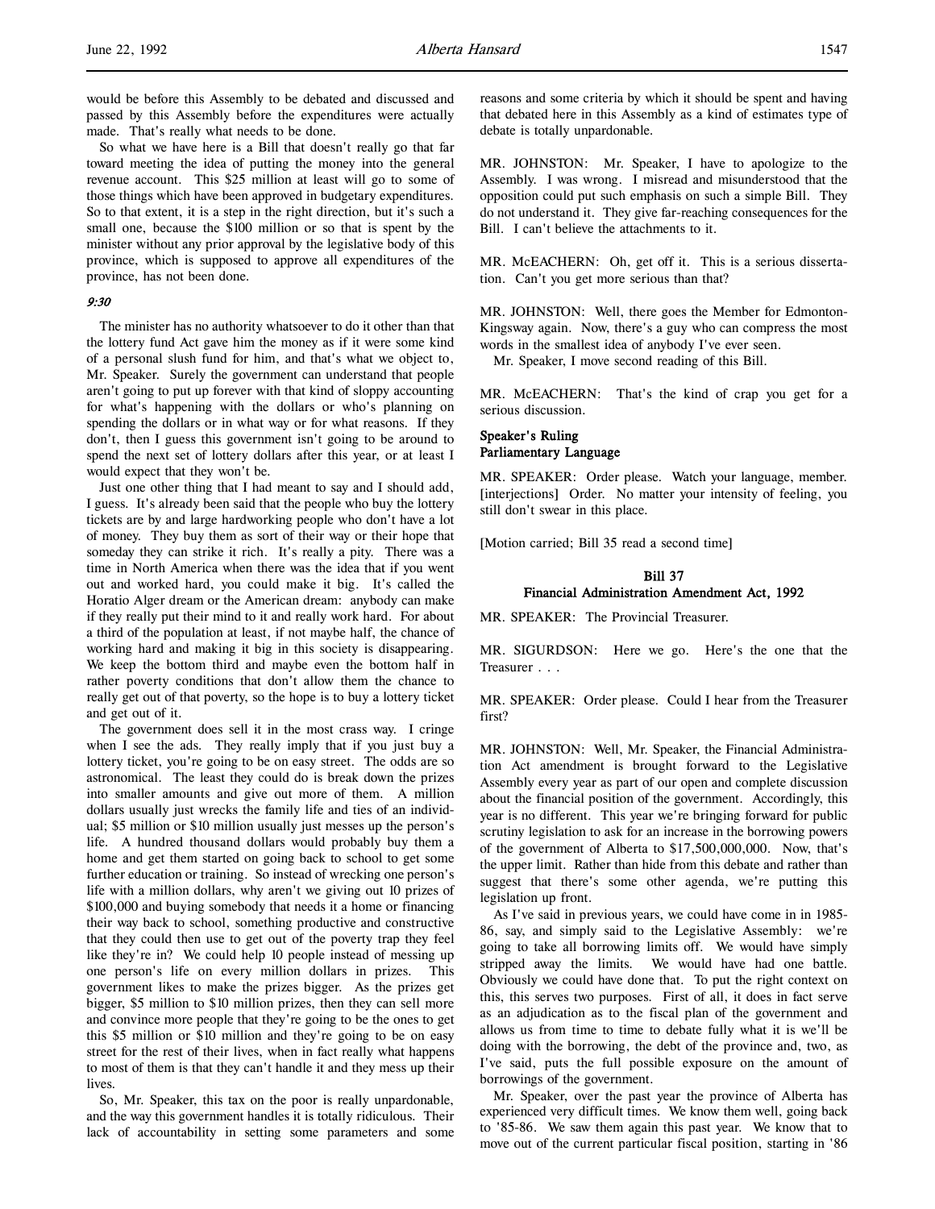would be before this Assembly to be debated and discussed and passed by this Assembly before the expenditures were actually made. That's really what needs to be done.

So what we have here is a Bill that doesn't really go that far toward meeting the idea of putting the money into the general revenue account. This $25 million at least will go to some of those things which have been approved in budgetary expenditures. So to that extent, it is a step in the right direction, but it's such a small one, because the $100 million or so that is spent by the minister without any prior approval by the legislative body of this province, which is supposed to approve all expenditures of the province, has not been done.

*9:30*

The minister has no authority whatsoever to do it other than that the lottery fund Act gave him the money as if it were some kind of a personal slush fund for him, and that's what we object to, Mr. Speaker. Surely the government can understand that people aren't going to put up forever with that kind of sloppy accounting for what's happening with the dollars or who's planning on spending the dollars or in what way or for what reasons. If they don't, then I guess this government isn't going to be around to spend the next set of lottery dollars after this year, or at least I would expect that they won't be.

Just one other thing that I had meant to say and I should add, I guess. It's already been said that the people who buy the lottery tickets are by and large hardworking people who don't have a lot of money. They buy them as sort of their way or their hope that someday they can strike it rich. It's really a pity. There was a time in North America when there was the idea that if you went out and worked hard, you could make it big. It's called the Horatio Alger dream or the American dream: anybody can make if they really put their mind to it and really work hard. For about a third of the population at least, if not maybe half, the chance of working hard and making it big in this society is disappearing. We keep the bottom third and maybe even the bottom half in rather poverty conditions that don't allow them the chance to really get out of that poverty, so the hope is to buy a lottery ticket and get out of it.

The government does sell it in the most crass way. I cringe when I see the ads. They really imply that if you just buy a lottery ticket, you're going to be on easy street. The odds are so astronomical. The least they could do is break down the prizes into smaller amounts and give out more of them. A million dollars usually just wrecks the family life and ties of an individual; $5 million or $10 million usually just messes up the person's life. A hundred thousand dollars would probably buy them a home and get them started on going back to school to get some further education or training. So instead of wrecking one person's life with a million dollars, why aren't we giving out 10 prizes of $100,000 and buying somebody that needs it a home or financing their way back to school, something productive and constructive that they could then use to get out of the poverty trap they feel like they're in? We could help 10 people instead of messing up one person's life on every million dollars in prizes. This government likes to make the prizes bigger. As the prizes get bigger, $5 million to $10 million prizes, then they can sell more and convince more people that they're going to be the ones to get this $5 million or $10 million and they're going to be on easy street for the rest of their lives, when in fact really what happens to most of them is that they can't handle it and they mess up their lives.

So, Mr. Speaker, this tax on the poor is really unpardonable, and the way this government handles it is totally ridiculous. Their lack of accountability in setting some parameters and some reasons and some criteria by which it should be spent and having that debated here in this Assembly as a kind of estimates type of debate is totally unpardonable.

MR. JOHNSTON: Mr. Speaker, I have to apologize to the Assembly. I was wrong. I misread and misunderstood that the opposition could put such emphasis on such a simple Bill. They do not understand it. They give far-reaching consequences for the Bill. I can't believe the attachments to it.

MR. McEACHERN: Oh, get off it. This is a serious dissertation. Can't you get more serious than that?

MR. JOHNSTON: Well, there goes the Member for Edmonton-Kingsway again. Now, there's a guy who can compress the most words in the smallest idea of anybody I've ever seen.

Mr. Speaker, I move second reading of this Bill.

MR. McEACHERN: That's the kind of crap you get for a serious discussion.

**Speaker's Ruling**
**Parliamentary Language**

MR. SPEAKER: Order please. Watch your language, member. [interjections] Order. No matter your intensity of feeling, you still don't swear in this place.

[Motion carried; Bill 35 read a second time]

### Bill 37
### Financial Administration Amendment Act, 1992

MR. SPEAKER: The Provincial Treasurer.

MR. SIGURDSON: Here we go. Here's the one that the Treasurer . . .

MR. SPEAKER: Order please. Could I hear from the Treasurer first?

MR. JOHNSTON: Well, Mr. Speaker, the Financial Administration Act amendment is brought forward to the Legislative Assembly every year as part of our open and complete discussion about the financial position of the government. Accordingly, this year is no different. This year we're bringing forward for public scrutiny legislation to ask for an increase in the borrowing powers of the government of Alberta to $17,500,000,000. Now, that's the upper limit. Rather than hide from this debate and rather than suggest that there's some other agenda, we're putting this legislation up front.

As I've said in previous years, we could have come in in 1985-86, say, and simply said to the Legislative Assembly: we're going to take all borrowing limits off. We would have simply stripped away the limits. We would have had one battle. Obviously we could have done that. To put the right context on this, this serves two purposes. First of all, it does in fact serve as an adjudication as to the fiscal plan of the government and allows us from time to time to debate fully what it is we'll be doing with the borrowing, the debt of the province and, two, as I've said, puts the full possible exposure on the amount of borrowings of the government.

Mr. Speaker, over the past year the province of Alberta has experienced very difficult times. We know them well, going back to '85-86. We saw them again this past year. We know that to move out of the current particular fiscal position, starting in '86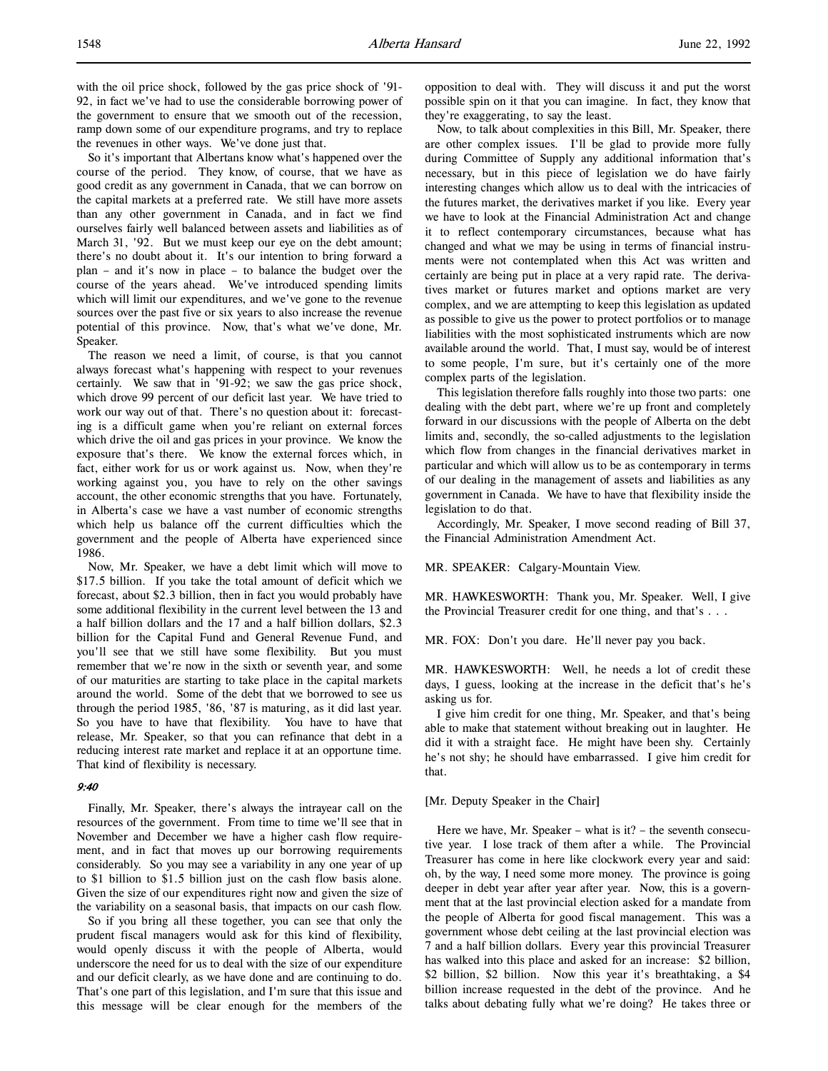with the oil price shock, followed by the gas price shock of '91-92, in fact we've had to use the considerable borrowing power of the government to ensure that we smooth out of the recession, ramp down some of our expenditure programs, and try to replace the revenues in other ways. We've done just that.

So it's important that Albertans know what's happened over the course of the period. They know, of course, that we have as good credit as any government in Canada, that we can borrow on the capital markets at a preferred rate. We still have more assets than any other government in Canada, and in fact we find ourselves fairly well balanced between assets and liabilities as of March 31, '92. But we must keep our eye on the debt amount; there's no doubt about it. It's our intention to bring forward a plan – and it's now in place – to balance the budget over the course of the years ahead. We've introduced spending limits which will limit our expenditures, and we've gone to the revenue sources over the past five or six years to also increase the revenue potential of this province. Now, that's what we've done, Mr. Speaker.

The reason we need a limit, of course, is that you cannot always forecast what's happening with respect to your revenues certainly. We saw that in '91-92; we saw the gas price shock, which drove 99 percent of our deficit last year. We have tried to work our way out of that. There's no question about it: forecasting is a difficult game when you're reliant on external forces which drive the oil and gas prices in your province. We know the exposure that's there. We know the external forces which, in fact, either work for us or work against us. Now, when they're working against you, you have to rely on the other savings account, the other economic strengths that you have. Fortunately, in Alberta's case we have a vast number of economic strengths which help us balance off the current difficulties which the government and the people of Alberta have experienced since 1986.

Now, Mr. Speaker, we have a debt limit which will move to $17.5 billion. If you take the total amount of deficit which we forecast, about $2.3 billion, then in fact you would probably have some additional flexibility in the current level between the 13 and a half billion dollars and the 17 and a half billion dollars, $2.3 billion for the Capital Fund and General Revenue Fund, and you'll see that we still have some flexibility. But you must remember that we're now in the sixth or seventh year, and some of our maturities are starting to take place in the capital markets around the world. Some of the debt that we borrowed to see us through the period 1985, '86, '87 is maturing, as it did last year. So you have to have that flexibility. You have to have that release, Mr. Speaker, so that you can refinance that debt in a reducing interest rate market and replace it at an opportune time. That kind of flexibility is necessary.

*9:40*

Finally, Mr. Speaker, there's always the intrayear call on the resources of the government. From time to time we'll see that in November and December we have a higher cash flow requirement, and in fact that moves up our borrowing requirements considerably. So you may see a variability in any one year of up to $1 billion to $1.5 billion just on the cash flow basis alone. Given the size of our expenditures right now and given the size of the variability on a seasonal basis, that impacts on our cash flow.

So if you bring all these together, you can see that only the prudent fiscal managers would ask for this kind of flexibility, would openly discuss it with the people of Alberta, would underscore the need for us to deal with the size of our expenditure and our deficit clearly, as we have done and are continuing to do. That's one part of this legislation, and I'm sure that this issue and this message will be clear enough for the members of the opposition to deal with. They will discuss it and put the worst possible spin on it that you can imagine. In fact, they know that they're exaggerating, to say the least.

Now, to talk about complexities in this Bill, Mr. Speaker, there are other complex issues. I'll be glad to provide more fully during Committee of Supply any additional information that's necessary, but in this piece of legislation we do have fairly interesting changes which allow us to deal with the intricacies of the futures market, the derivatives market if you like. Every year we have to look at the Financial Administration Act and change it to reflect contemporary circumstances, because what has changed and what we may be using in terms of financial instruments were not contemplated when this Act was written and certainly are being put in place at a very rapid rate. The derivatives market or futures market and options market are very complex, and we are attempting to keep this legislation as updated as possible to give us the power to protect portfolios or to manage liabilities with the most sophisticated instruments which are now available around the world. That, I must say, would be of interest to some people, I'm sure, but it's certainly one of the more complex parts of the legislation.

This legislation therefore falls roughly into those two parts: one dealing with the debt part, where we're up front and completely forward in our discussions with the people of Alberta on the debt limits and, secondly, the so-called adjustments to the legislation which flow from changes in the financial derivatives market in particular and which will allow us to be as contemporary in terms of our dealing in the management of assets and liabilities as any government in Canada. We have to have that flexibility inside the legislation to do that.

Accordingly, Mr. Speaker, I move second reading of Bill 37, the Financial Administration Amendment Act.

MR. SPEAKER: Calgary-Mountain View.

MR. HAWKESWORTH: Thank you, Mr. Speaker. Well, I give the Provincial Treasurer credit for one thing, and that's . . .

MR. FOX: Don't you dare. He'll never pay you back.

MR. HAWKESWORTH: Well, he needs a lot of credit these days, I guess, looking at the increase in the deficit that's he's asking us for.

I give him credit for one thing, Mr. Speaker, and that's being able to make that statement without breaking out in laughter. He did it with a straight face. He might have been shy. Certainly he's not shy; he should have embarrassed. I give him credit for that.

[Mr. Deputy Speaker in the Chair]

Here we have, Mr. Speaker – what is it? – the seventh consecutive year. I lose track of them after a while. The Provincial Treasurer has come in here like clockwork every year and said: oh, by the way, I need some more money. The province is going deeper in debt year after year after year. Now, this is a government that at the last provincial election asked for a mandate from the people of Alberta for good fiscal management. This was a government whose debt ceiling at the last provincial election was 7 and a half billion dollars. Every year this Provincial Treasurer has walked into this place and asked for an increase: $2 billion, $2 billion, $2 billion. Now this year it's breathtaking, a $4 billion increase requested in the debt of the province. And he talks about debating fully what we're doing? He takes three or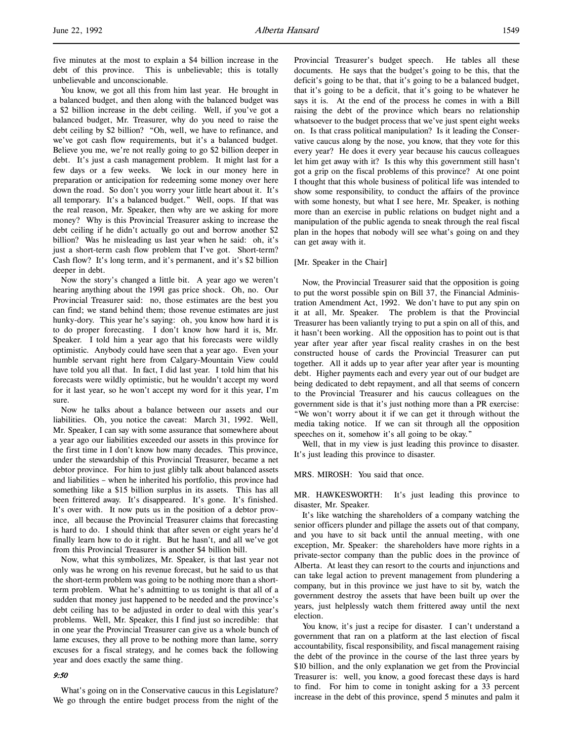five minutes at the most to explain a $4 billion increase in the debt of this province. This is unbelievable; this is totally unbelievable and unconscionable.

You know, we got all this from him last year. He brought in a balanced budget, and then along with the balanced budget was a $2 billion increase in the debt ceiling. Well, if you've got a balanced budget, Mr. Treasurer, why do you need to raise the debt ceiling by $2 billion? "Oh, well, we have to refinance, and we've got cash flow requirements, but it's a balanced budget. Believe you me, we're not really going to go $2 billion deeper in debt. It's just a cash management problem. It might last for a few days or a few weeks. We lock in our money here in preparation or anticipation for redeeming some money over here down the road. So don't you worry your little heart about it. It's all temporary. It's a balanced budget." Well, oops. If that was the real reason, Mr. Speaker, then why are we asking for more money? Why is this Provincial Treasurer asking to increase the debt ceiling if he didn't actually go out and borrow another $2 billion? Was he misleading us last year when he said: oh, it's just a short-term cash flow problem that I've got. Short-term? Cash flow? It's long term, and it's permanent, and it's $2 billion deeper in debt.

Now the story's changed a little bit. A year ago we weren't hearing anything about the 1991 gas price shock. Oh, no. Our Provincial Treasurer said: no, those estimates are the best you can find; we stand behind them; those revenue estimates are just hunky-dory. This year he's saying: oh, you know how hard it is to do proper forecasting. I don't know how hard it is, Mr. Speaker. I told him a year ago that his forecasts were wildly optimistic. Anybody could have seen that a year ago. Even your humble servant right here from Calgary-Mountain View could have told you all that. In fact, I did last year. I told him that his forecasts were wildly optimistic, but he wouldn't accept my word for it last year, so he won't accept my word for it this year, I'm sure.

Now he talks about a balance between our assets and our liabilities. Oh, you notice the caveat: March 31, 1992. Well, Mr. Speaker, I can say with some assurance that somewhere about a year ago our liabilities exceeded our assets in this province for the first time in I don't know how many decades. This province, under the stewardship of this Provincial Treasurer, became a net debtor province. For him to just glibly talk about balanced assets and liabilities – when he inherited his portfolio, this province had something like a $15 billion surplus in its assets. This has all been frittered away. It's disappeared. It's gone. It's finished. It's over with. It now puts us in the position of a debtor province, all because the Provincial Treasurer claims that forecasting is hard to do. I should think that after seven or eight years he'd finally learn how to do it right. But he hasn't, and all we've got from this Provincial Treasurer is another $4 billion bill.

Now, what this symbolizes, Mr. Speaker, is that last year not only was he wrong on his revenue forecast, but he said to us that the short-term problem was going to be nothing more than a short-term problem. What he's admitting to us tonight is that all of a sudden that money just happened to be needed and the province's debt ceiling has to be adjusted in order to deal with this year's problems. Well, Mr. Speaker, this I find just so incredible: that in one year the Provincial Treasurer can give us a whole bunch of lame excuses, they all prove to be nothing more than lame, sorry excuses for a fiscal strategy, and he comes back the following year and does exactly the same thing.

*9:50*

What's going on in the Conservative caucus in this Legislature? We go through the entire budget process from the night of the Provincial Treasurer's budget speech. He tables all these documents. He says that the budget's going to be this, that the deficit's going to be that, that it's going to be a balanced budget, that it's going to be a deficit, that it's going to be whatever he says it is. At the end of the process he comes in with a Bill raising the debt of the province which bears no relationship whatsoever to the budget process that we've just spent eight weeks on. Is that crass political manipulation? Is it leading the Conservative caucus along by the nose, you know, that they vote for this every year? He does it every year because his caucus colleagues let him get away with it? Is this why this government still hasn't got a grip on the fiscal problems of this province? At one point I thought that this whole business of political life was intended to show some responsibility, to conduct the affairs of the province with some honesty, but what I see here, Mr. Speaker, is nothing more than an exercise in public relations on budget night and a manipulation of the public agenda to sneak through the real fiscal plan in the hopes that nobody will see what's going on and they can get away with it.

[Mr. Speaker in the Chair]

Now, the Provincial Treasurer said that the opposition is going to put the worst possible spin on Bill 37, the Financial Administration Amendment Act, 1992. We don't have to put any spin on it at all, Mr. Speaker. The problem is that the Provincial Treasurer has been valiantly trying to put a spin on all of this, and it hasn't been working. All the opposition has to point out is that year after year after year fiscal reality crashes in on the best constructed house of cards the Provincial Treasurer can put together. It all adds up to year after year after year is mounting debt. Higher payments each and every year out of our budget are being dedicated to debt repayment, and all that seems of concern to the Provincial Treasurer and his caucus colleagues on the government side is that it's just nothing more than a PR exercise: "We won't worry about it if we can get it through without the media taking notice. If we can sit through all the opposition speeches on it, somehow it's all going to be okay."

Well, that in my view is just leading this province to disaster. It's just leading this province to disaster.

MRS. MIROSH: You said that once.

MR. HAWKESWORTH: It's just leading this province to disaster, Mr. Speaker.

It's like watching the shareholders of a company watching the senior officers plunder and pillage the assets out of that company, and you have to sit back until the annual meeting, with one exception, Mr. Speaker: the shareholders have more rights in a private-sector company than the public does in the province of Alberta. At least they can resort to the courts and injunctions and can take legal action to prevent management from plundering a company, but in this province we just have to sit by, watch the government destroy the assets that have been built up over the years, just helplessly watch them frittered away until the next election.

You know, it's just a recipe for disaster. I can't understand a government that ran on a platform at the last election of fiscal accountability, fiscal responsibility, and fiscal management raising the debt of the province in the course of the last three years by $10 billion, and the only explanation we get from the Provincial Treasurer is: well, you know, a good forecast these days is hard to find. For him to come in tonight asking for a 33 percent increase in the debt of this province, spend 5 minutes and palm it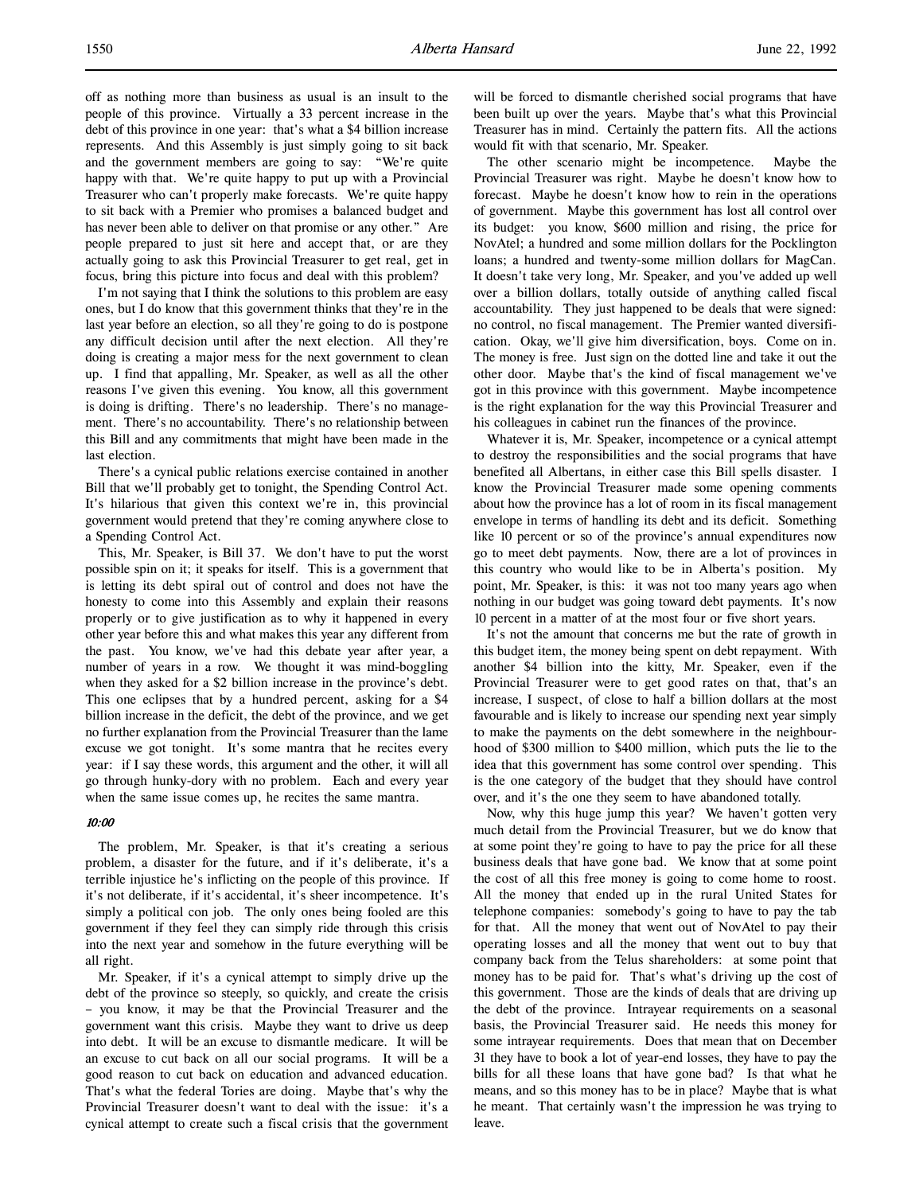off as nothing more than business as usual is an insult to the people of this province. Virtually a 33 percent increase in the debt of this province in one year: that's what a $4 billion increase represents. And this Assembly is just simply going to sit back and the government members are going to say: "We're quite happy with that. We're quite happy to put up with a Provincial Treasurer who can't properly make forecasts. We're quite happy to sit back with a Premier who promises a balanced budget and has never been able to deliver on that promise or any other." Are people prepared to just sit here and accept that, or are they actually going to ask this Provincial Treasurer to get real, get in focus, bring this picture into focus and deal with this problem?

I'm not saying that I think the solutions to this problem are easy ones, but I do know that this government thinks that they're in the last year before an election, so all they're going to do is postpone any difficult decision until after the next election. All they're doing is creating a major mess for the next government to clean up. I find that appalling, Mr. Speaker, as well as all the other reasons I've given this evening. You know, all this government is doing is drifting. There's no leadership. There's no management. There's no accountability. There's no relationship between this Bill and any commitments that might have been made in the last election.

There's a cynical public relations exercise contained in another Bill that we'll probably get to tonight, the Spending Control Act. It's hilarious that given this context we're in, this provincial government would pretend that they're coming anywhere close to a Spending Control Act.

This, Mr. Speaker, is Bill 37. We don't have to put the worst possible spin on it; it speaks for itself. This is a government that is letting its debt spiral out of control and does not have the honesty to come into this Assembly and explain their reasons properly or to give justification as to why it happened in every other year before this and what makes this year any different from the past. You know, we've had this debate year after year, a number of years in a row. We thought it was mind-boggling when they asked for a $2 billion increase in the province's debt. This one eclipses that by a hundred percent, asking for a $4 billion increase in the deficit, the debt of the province, and we get no further explanation from the Provincial Treasurer than the lame excuse we got tonight. It's some mantra that he recites every year: if I say these words, this argument and the other, it will all go through hunky-dory with no problem. Each and every year when the same issue comes up, he recites the same mantra.

*10:00*

The problem, Mr. Speaker, is that it's creating a serious problem, a disaster for the future, and if it's deliberate, it's a terrible injustice he's inflicting on the people of this province. If it's not deliberate, if it's accidental, it's sheer incompetence. It's simply a political con job. The only ones being fooled are this government if they feel they can simply ride through this crisis into the next year and somehow in the future everything will be all right.

Mr. Speaker, if it's a cynical attempt to simply drive up the debt of the province so steeply, so quickly, and create the crisis – you know, it may be that the Provincial Treasurer and the government want this crisis. Maybe they want to drive us deep into debt. It will be an excuse to dismantle medicare. It will be an excuse to cut back on all our social programs. It will be a good reason to cut back on education and advanced education. That's what the federal Tories are doing. Maybe that's why the Provincial Treasurer doesn't want to deal with the issue: it's a cynical attempt to create such a fiscal crisis that the government will be forced to dismantle cherished social programs that have been built up over the years. Maybe that's what this Provincial Treasurer has in mind. Certainly the pattern fits. All the actions would fit with that scenario, Mr. Speaker.

The other scenario might be incompetence. Maybe the Provincial Treasurer was right. Maybe he doesn't know how to forecast. Maybe he doesn't know how to rein in the operations of government. Maybe this government has lost all control over its budget: you know, $600 million and rising, the price for NovAtel; a hundred and some million dollars for the Pocklington loans; a hundred and twenty-some million dollars for MagCan. It doesn't take very long, Mr. Speaker, and you've added up well over a billion dollars, totally outside of anything called fiscal accountability. They just happened to be deals that were signed: no control, no fiscal management. The Premier wanted diversification. Okay, we'll give him diversification, boys. Come on in. The money is free. Just sign on the dotted line and take it out the other door. Maybe that's the kind of fiscal management we've got in this province with this government. Maybe incompetence is the right explanation for the way this Provincial Treasurer and his colleagues in cabinet run the finances of the province.

Whatever it is, Mr. Speaker, incompetence or a cynical attempt to destroy the responsibilities and the social programs that have benefited all Albertans, in either case this Bill spells disaster. I know the Provincial Treasurer made some opening comments about how the province has a lot of room in its fiscal management envelope in terms of handling its debt and its deficit. Something like 10 percent or so of the province's annual expenditures now go to meet debt payments. Now, there are a lot of provinces in this country who would like to be in Alberta's position. My point, Mr. Speaker, is this: it was not too many years ago when nothing in our budget was going toward debt payments. It's now 10 percent in a matter of at the most four or five short years.

It's not the amount that concerns me but the rate of growth in this budget item, the money being spent on debt repayment. With another $4 billion into the kitty, Mr. Speaker, even if the Provincial Treasurer were to get good rates on that, that's an increase, I suspect, of close to half a billion dollars at the most favourable and is likely to increase our spending next year simply to make the payments on the debt somewhere in the neighbourhood of $300 million to $400 million, which puts the lie to the idea that this government has some control over spending. This is the one category of the budget that they should have control over, and it's the one they seem to have abandoned totally.

Now, why this huge jump this year? We haven't gotten very much detail from the Provincial Treasurer, but we do know that at some point they're going to have to pay the price for all these business deals that have gone bad. We know that at some point the cost of all this free money is going to come home to roost. All the money that ended up in the rural United States for telephone companies: somebody's going to have to pay the tab for that. All the money that went out of NovAtel to pay their operating losses and all the money that went out to buy that company back from the Telus shareholders: at some point that money has to be paid for. That's what's driving up the cost of this government. Those are the kinds of deals that are driving up the debt of the province. Intrayear requirements on a seasonal basis, the Provincial Treasurer said. He needs this money for some intrayear requirements. Does that mean that on December 31 they have to book a lot of year-end losses, they have to pay the bills for all these loans that have gone bad? Is that what he means, and so this money has to be in place? Maybe that is what he meant. That certainly wasn't the impression he was trying to leave.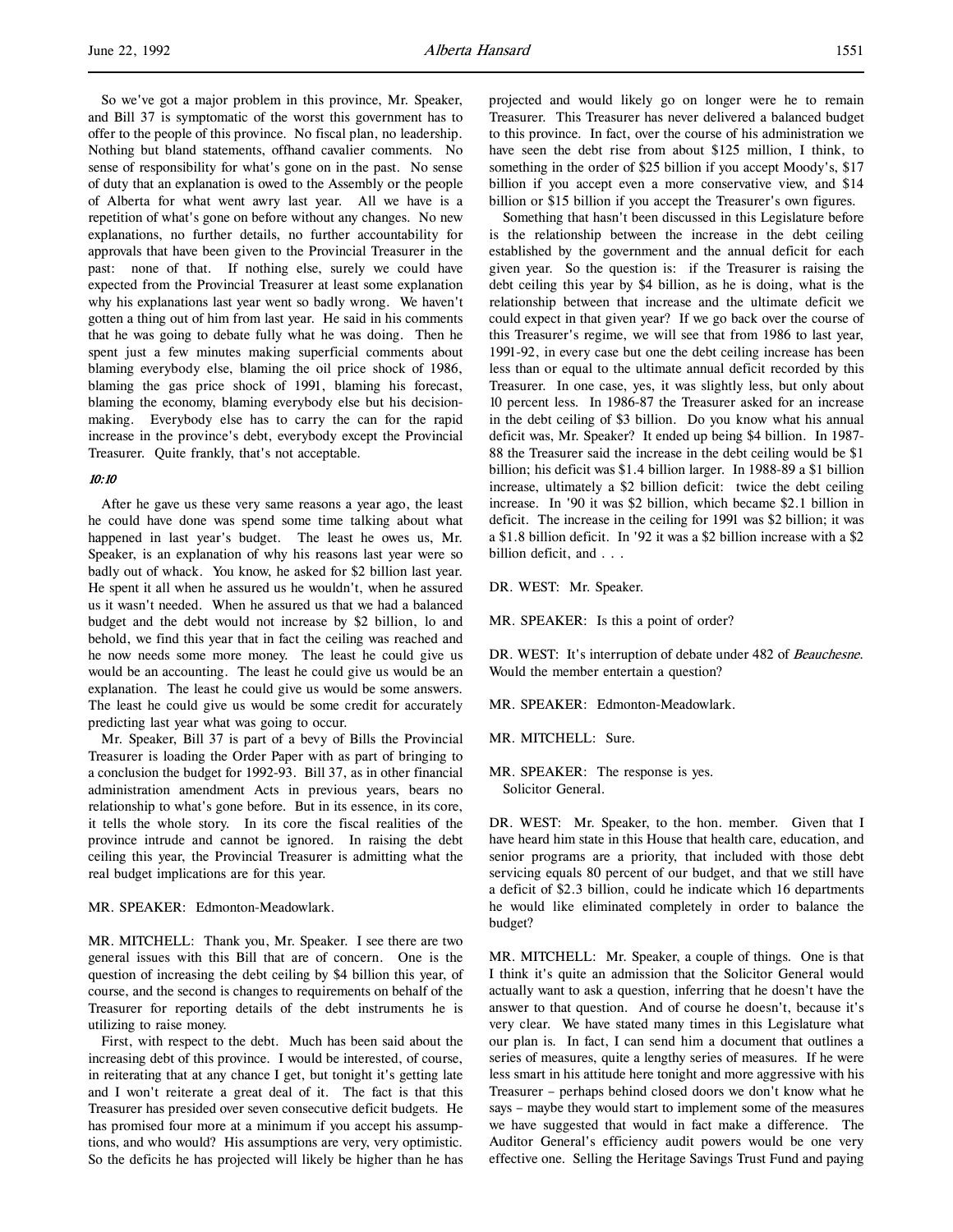So we've got a major problem in this province, Mr. Speaker, and Bill 37 is symptomatic of the worst this government has to offer to the people of this province. No fiscal plan, no leadership. Nothing but bland statements, offhand cavalier comments. No sense of responsibility for what's gone on in the past. No sense of duty that an explanation is owed to the Assembly or the people of Alberta for what went awry last year. All we have is a repetition of what's gone on before without any changes. No new explanations, no further details, no further accountability for approvals that have been given to the Provincial Treasurer in the past: none of that. If nothing else, surely we could have expected from the Provincial Treasurer at least some explanation why his explanations last year went so badly wrong. We haven't gotten a thing out of him from last year. He said in his comments that he was going to debate fully what he was doing. Then he spent just a few minutes making superficial comments about blaming everybody else, blaming the oil price shock of 1986, blaming the gas price shock of 1991, blaming his forecast, blaming the economy, blaming everybody else but his decision-making. Everybody else has to carry the can for the rapid increase in the province's debt, everybody except the Provincial Treasurer. Quite frankly, that's not acceptable.

*10:10*

After he gave us these very same reasons a year ago, the least he could have done was spend some time talking about what happened in last year's budget. The least he owes us, Mr. Speaker, is an explanation of why his reasons last year were so badly out of whack. You know, he asked for $2 billion last year. He spent it all when he assured us he wouldn't, when he assured us it wasn't needed. When he assured us that we had a balanced budget and the debt would not increase by $2 billion, lo and behold, we find this year that in fact the ceiling was reached and he now needs some more money. The least he could give us would be an accounting. The least he could give us would be an explanation. The least he could give us would be some answers. The least he could give us would be some credit for accurately predicting last year what was going to occur.

Mr. Speaker, Bill 37 is part of a bevy of Bills the Provincial Treasurer is loading the Order Paper with as part of bringing to a conclusion the budget for 1992-93. Bill 37, as in other financial administration amendment Acts in previous years, bears no relationship to what's gone before. But in its essence, in its core, it tells the whole story. In its core the fiscal realities of the province intrude and cannot be ignored. In raising the debt ceiling this year, the Provincial Treasurer is admitting what the real budget implications are for this year.

MR. SPEAKER: Edmonton-Meadowlark.

MR. MITCHELL: Thank you, Mr. Speaker. I see there are two general issues with this Bill that are of concern. One is the question of increasing the debt ceiling by $4 billion this year, of course, and the second is changes to requirements on behalf of the Treasurer for reporting details of the debt instruments he is utilizing to raise money.

First, with respect to the debt. Much has been said about the increasing debt of this province. I would be interested, of course, in reiterating that at any chance I get, but tonight it's getting late and I won't reiterate a great deal of it. The fact is that this Treasurer has presided over seven consecutive deficit budgets. He has promised four more at a minimum if you accept his assumptions, and who would? His assumptions are very, very optimistic. So the deficits he has projected will likely be higher than he has projected and would likely go on longer were he to remain Treasurer. This Treasurer has never delivered a balanced budget to this province. In fact, over the course of his administration we have seen the debt rise from about $125 million, I think, to something in the order of $25 billion if you accept Moody's, $17 billion if you accept even a more conservative view, and $14 billion or $15 billion if you accept the Treasurer's own figures.

Something that hasn't been discussed in this Legislature before is the relationship between the increase in the debt ceiling established by the government and the annual deficit for each given year. So the question is: if the Treasurer is raising the debt ceiling this year by $4 billion, as he is doing, what is the relationship between that increase and the ultimate deficit we could expect in that given year? If we go back over the course of this Treasurer's regime, we will see that from 1986 to last year, 1991-92, in every case but one the debt ceiling increase has been less than or equal to the ultimate annual deficit recorded by this Treasurer. In one case, yes, it was slightly less, but only about 10 percent less. In 1986-87 the Treasurer asked for an increase in the debt ceiling of $3 billion. Do you know what his annual deficit was, Mr. Speaker? It ended up being $4 billion. In 1987-88 the Treasurer said the increase in the debt ceiling would be $1 billion; his deficit was $1.4 billion larger. In 1988-89 a $1 billion increase, ultimately a $2 billion deficit: twice the debt ceiling increase. In '90 it was $2 billion, which became $2.1 billion in deficit. The increase in the ceiling for 1991 was $2 billion; it was a $1.8 billion deficit. In '92 it was a $2 billion increase with a $2 billion deficit, and . . .

DR. WEST: Mr. Speaker.

MR. SPEAKER: Is this a point of order?

DR. WEST: It's interruption of debate under 482 of *Beauchesne*. Would the member entertain a question?

MR. SPEAKER: Edmonton-Meadowlark.

MR. MITCHELL: Sure.

MR. SPEAKER: The response is yes.
Solicitor General.

DR. WEST: Mr. Speaker, to the hon. member. Given that I have heard him state in this House that health care, education, and senior programs are a priority, that included with those debt servicing equals 80 percent of our budget, and that we still have a deficit of $2.3 billion, could he indicate which 16 departments he would like eliminated completely in order to balance the budget?

MR. MITCHELL: Mr. Speaker, a couple of things. One is that I think it's quite an admission that the Solicitor General would actually want to ask a question, inferring that he doesn't have the answer to that question. And of course he doesn't, because it's very clear. We have stated many times in this Legislature what our plan is. In fact, I can send him a document that outlines a series of measures, quite a lengthy series of measures. If he were less smart in his attitude here tonight and more aggressive with his Treasurer – perhaps behind closed doors we don't know what he says – maybe they would start to implement some of the measures we have suggested that would in fact make a difference. The Auditor General's efficiency audit powers would be one very effective one. Selling the Heritage Savings Trust Fund and paying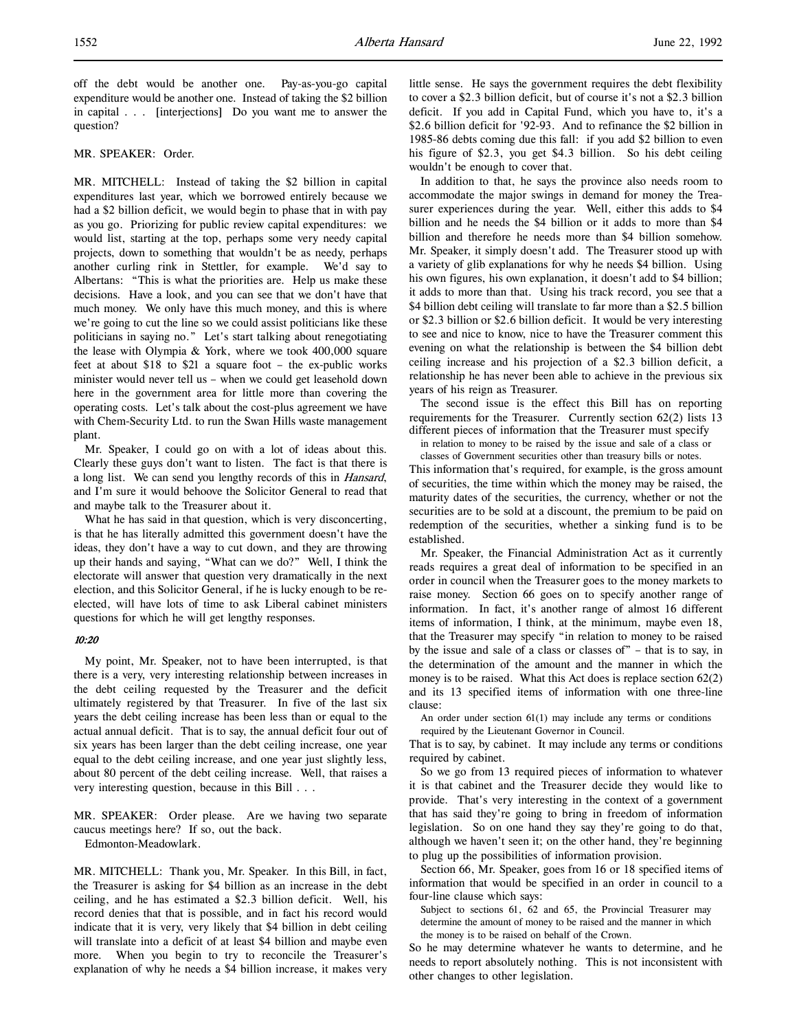off the debt would be another one. Pay-as-you-go capital expenditure would be another one. Instead of taking the $2 billion in capital . . . [interjections] Do you want me to answer the question?

MR. SPEAKER: Order.

MR. MITCHELL: Instead of taking the $2 billion in capital expenditures last year, which we borrowed entirely because we had a $2 billion deficit, we would begin to phase that in with pay as you go. Priorizing for public review capital expenditures: we would list, starting at the top, perhaps some very needy capital projects, down to something that wouldn't be as needy, perhaps another curling rink in Stettler, for example. We'd say to Albertans: "This is what the priorities are. Help us make these decisions. Have a look, and you can see that we don't have that much money. We only have this much money, and this is where we're going to cut the line so we could assist politicians like these politicians in saying no." Let's start talking about renegotiating the lease with Olympia & York, where we took 400,000 square feet at about $18 to $21 a square foot – the ex-public works minister would never tell us – when we could get leasehold down here in the government area for little more than covering the operating costs. Let's talk about the cost-plus agreement we have with Chem-Security Ltd. to run the Swan Hills waste management plant.

Mr. Speaker, I could go on with a lot of ideas about this. Clearly these guys don't want to listen. The fact is that there is a long list. We can send you lengthy records of this in *Hansard*, and I'm sure it would behoove the Solicitor General to read that and maybe talk to the Treasurer about it.

What he has said in that question, which is very disconcerting, is that he has literally admitted this government doesn't have the ideas, they don't have a way to cut down, and they are throwing up their hands and saying, "What can we do?" Well, I think the electorate will answer that question very dramatically in the next election, and this Solicitor General, if he is lucky enough to be re-elected, will have lots of time to ask Liberal cabinet ministers questions for which he will get lengthy responses.

*10:20*

My point, Mr. Speaker, not to have been interrupted, is that there is a very, very interesting relationship between increases in the debt ceiling requested by the Treasurer and the deficit ultimately registered by that Treasurer. In five of the last six years the debt ceiling increase has been less than or equal to the actual annual deficit. That is to say, the annual deficit four out of six years has been larger than the debt ceiling increase, one year equal to the debt ceiling increase, and one year just slightly less, about 80 percent of the debt ceiling increase. Well, that raises a very interesting question, because in this Bill . . .

MR. SPEAKER: Order please. Are we having two separate caucus meetings here? If so, out the back.

Edmonton-Meadowlark.

MR. MITCHELL: Thank you, Mr. Speaker. In this Bill, in fact, the Treasurer is asking for $4 billion as an increase in the debt ceiling, and he has estimated a $2.3 billion deficit. Well, his record denies that that is possible, and in fact his record would indicate that it is very, very likely that $4 billion in debt ceiling will translate into a deficit of at least $4 billion and maybe even more. When you begin to try to reconcile the Treasurer's explanation of why he needs a $4 billion increase, it makes very little sense. He says the government requires the debt flexibility to cover a $2.3 billion deficit, but of course it's not a $2.3 billion deficit. If you add in Capital Fund, which you have to, it's a $2.6 billion deficit for '92-93. And to refinance the $2 billion in 1985-86 debts coming due this fall: if you add $2 billion to even his figure of $2.3, you get $4.3 billion. So his debt ceiling wouldn't be enough to cover that.

In addition to that, he says the province also needs room to accommodate the major swings in demand for money the Treasurer experiences during the year. Well, either this adds to $4 billion and he needs the $4 billion or it adds to more than $4 billion and therefore he needs more than $4 billion somehow. Mr. Speaker, it simply doesn't add. The Treasurer stood up with a variety of glib explanations for why he needs $4 billion. Using his own figures, his own explanation, it doesn't add to $4 billion; it adds to more than that. Using his track record, you see that a $4 billion debt ceiling will translate to far more than a $2.5 billion or $2.3 billion or $2.6 billion deficit. It would be very interesting to see and nice to know, nice to have the Treasurer comment this evening on what the relationship is between the $4 billion debt ceiling increase and his projection of a $2.3 billion deficit, a relationship he has never been able to achieve in the previous six years of his reign as Treasurer.

The second issue is the effect this Bill has on reporting requirements for the Treasurer. Currently section 62(2) lists 13 different pieces of information that the Treasurer must specify

> in relation to money to be raised by the issue and sale of a class or classes of Government securities other than treasury bills or notes.

This information that's required, for example, is the gross amount of securities, the time within which the money may be raised, the maturity dates of the securities, the currency, whether or not the securities are to be sold at a discount, the premium to be paid on redemption of the securities, whether a sinking fund is to be established.

Mr. Speaker, the Financial Administration Act as it currently reads requires a great deal of information to be specified in an order in council when the Treasurer goes to the money markets to raise money. Section 66 goes on to specify another range of information. In fact, it's another range of almost 16 different items of information, I think, at the minimum, maybe even 18, that the Treasurer may specify "in relation to money to be raised by the issue and sale of a class or classes of" – that is to say, in the determination of the amount and the manner in which the money is to be raised. What this Act does is replace section 62(2) and its 13 specified items of information with one three-line clause:

> An order under section 61(1) may include any terms or conditions required by the Lieutenant Governor in Council.

That is to say, by cabinet. It may include any terms or conditions required by cabinet.

So we go from 13 required pieces of information to whatever it is that cabinet and the Treasurer decide they would like to provide. That's very interesting in the context of a government that has said they're going to bring in freedom of information legislation. So on one hand they say they're going to do that, although we haven't seen it; on the other hand, they're beginning to plug up the possibilities of information provision.

Section 66, Mr. Speaker, goes from 16 or 18 specified items of information that would be specified in an order in council to a four-line clause which says:

> Subject to sections 61, 62 and 65, the Provincial Treasurer may determine the amount of money to be raised and the manner in which the money is to be raised on behalf of the Crown.

So he may determine whatever he wants to determine, and he needs to report absolutely nothing. This is not inconsistent with other changes to other legislation.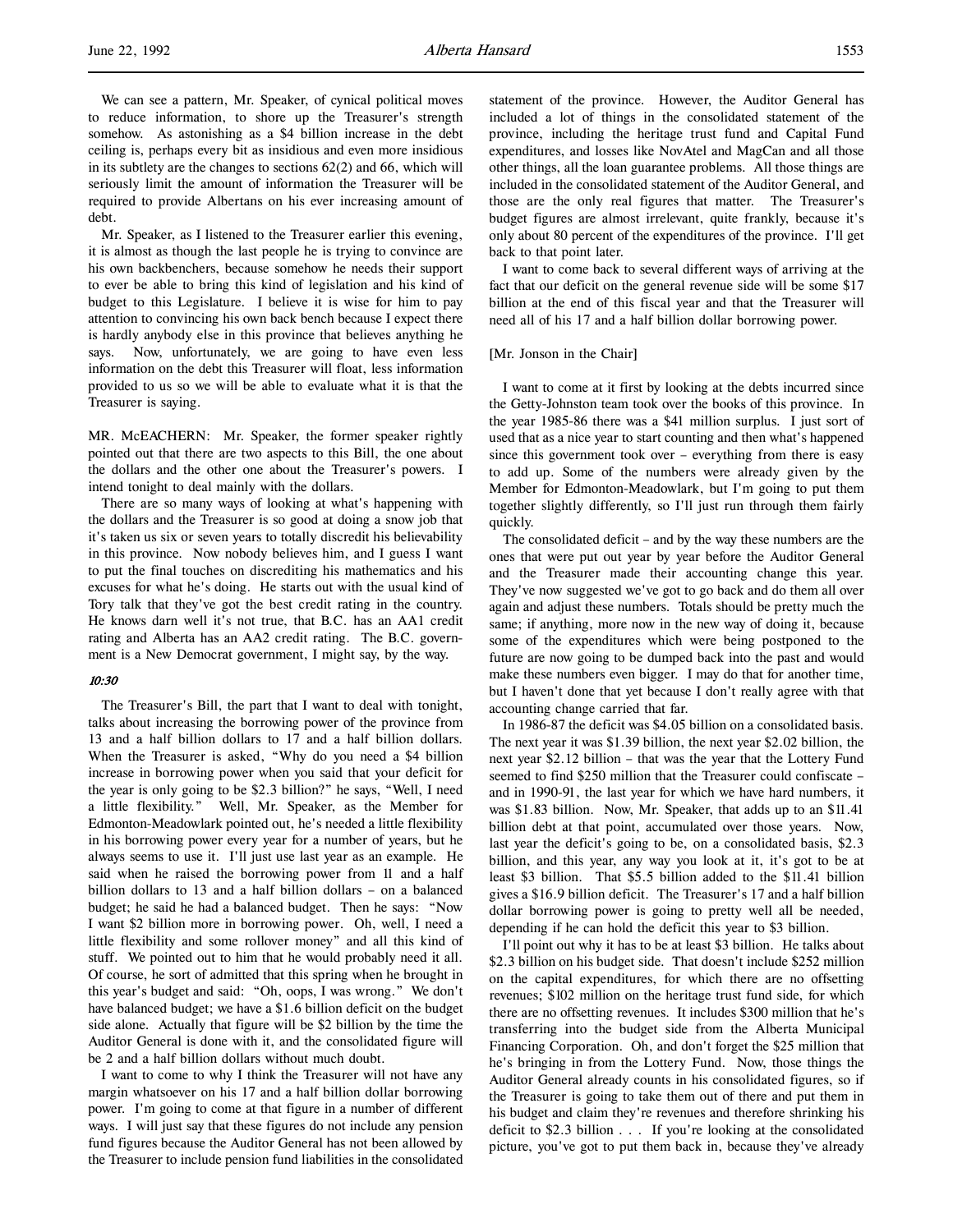We can see a pattern, Mr. Speaker, of cynical political moves to reduce information, to shore up the Treasurer's strength somehow. As astonishing as a $4 billion increase in the debt ceiling is, perhaps every bit as insidious and even more insidious in its subtlety are the changes to sections 62(2) and 66, which will seriously limit the amount of information the Treasurer will be required to provide Albertans on his ever increasing amount of debt.

Mr. Speaker, as I listened to the Treasurer earlier this evening, it is almost as though the last people he is trying to convince are his own backbenchers, because somehow he needs their support to ever be able to bring this kind of legislation and his kind of budget to this Legislature. I believe it is wise for him to pay attention to convincing his own back bench because I expect there is hardly anybody else in this province that believes anything he says. Now, unfortunately, we are going to have even less information on the debt this Treasurer will float, less information provided to us so we will be able to evaluate what it is that the Treasurer is saying.

MR. McEACHERN: Mr. Speaker, the former speaker rightly pointed out that there are two aspects to this Bill, the one about the dollars and the other one about the Treasurer's powers. I intend tonight to deal mainly with the dollars.

There are so many ways of looking at what's happening with the dollars and the Treasurer is so good at doing a snow job that it's taken us six or seven years to totally discredit his believability in this province. Now nobody believes him, and I guess I want to put the final touches on discrediting his mathematics and his excuses for what he's doing. He starts out with the usual kind of Tory talk that they've got the best credit rating in the country. He knows darn well it's not true, that B.C. has an AA1 credit rating and Alberta has an AA2 credit rating. The B.C. government is a New Democrat government, I might say, by the way.

*10:30*

The Treasurer's Bill, the part that I want to deal with tonight, talks about increasing the borrowing power of the province from 13 and a half billion dollars to 17 and a half billion dollars. When the Treasurer is asked, "Why do you need a $4 billion increase in borrowing power when you said that your deficit for the year is only going to be $2.3 billion?" he says, "Well, I need a little flexibility." Well, Mr. Speaker, as the Member for Edmonton-Meadowlark pointed out, he's needed a little flexibility in his borrowing power every year for a number of years, but he always seems to use it. I'll just use last year as an example. He said when he raised the borrowing power from 11 and a half billion dollars to 13 and a half billion dollars – on a balanced budget; he said he had a balanced budget. Then he says: "Now I want $2 billion more in borrowing power. Oh, well, I need a little flexibility and some rollover money" and all this kind of stuff. We pointed out to him that he would probably need it all. Of course, he sort of admitted that this spring when he brought in this year's budget and said: "Oh, oops, I was wrong." We don't have balanced budget; we have a $1.6 billion deficit on the budget side alone. Actually that figure will be $2 billion by the time the Auditor General is done with it, and the consolidated figure will be 2 and a half billion dollars without much doubt.

I want to come to why I think the Treasurer will not have any margin whatsoever on his 17 and a half billion dollar borrowing power. I'm going to come at that figure in a number of different ways. I will just say that these figures do not include any pension fund figures because the Auditor General has not been allowed by the Treasurer to include pension fund liabilities in the consolidated statement of the province. However, the Auditor General has included a lot of things in the consolidated statement of the province, including the heritage trust fund and Capital Fund expenditures, and losses like NovAtel and MagCan and all those other things, all the loan guarantee problems. All those things are included in the consolidated statement of the Auditor General, and those are the only real figures that matter. The Treasurer's budget figures are almost irrelevant, quite frankly, because it's only about 80 percent of the expenditures of the province. I'll get back to that point later.

I want to come back to several different ways of arriving at the fact that our deficit on the general revenue side will be some $17 billion at the end of this fiscal year and that the Treasurer will need all of his 17 and a half billion dollar borrowing power.

[Mr. Jonson in the Chair]

I want to come at it first by looking at the debts incurred since the Getty-Johnston team took over the books of this province. In the year 1985-86 there was a $41 million surplus. I just sort of used that as a nice year to start counting and then what's happened since this government took over – everything from there is easy to add up. Some of the numbers were already given by the Member for Edmonton-Meadowlark, but I'm going to put them together slightly differently, so I'll just run through them fairly quickly.

The consolidated deficit – and by the way these numbers are the ones that were put out year by year before the Auditor General and the Treasurer made their accounting change this year. They've now suggested we've got to go back and do them all over again and adjust these numbers. Totals should be pretty much the same; if anything, more now in the new way of doing it, because some of the expenditures which were being postponed to the future are now going to be dumped back into the past and would make these numbers even bigger. I may do that for another time, but I haven't done that yet because I don't really agree with that accounting change carried that far.

In 1986-87 the deficit was $4.05 billion on a consolidated basis. The next year it was $1.39 billion, the next year $2.02 billion, the next year $2.12 billion – that was the year that the Lottery Fund seemed to find $250 million that the Treasurer could confiscate – and in 1990-91, the last year for which we have hard numbers, it was $1.83 billion. Now, Mr. Speaker, that adds up to an $11.41 billion debt at that point, accumulated over those years. Now, last year the deficit's going to be, on a consolidated basis, $2.3 billion, and this year, any way you look at it, it's got to be at least $3 billion. That $5.5 billion added to the $11.41 billion gives a $16.9 billion deficit. The Treasurer's 17 and a half billion dollar borrowing power is going to pretty well all be needed, depending if he can hold the deficit this year to $3 billion.

I'll point out why it has to be at least $3 billion. He talks about $2.3 billion on his budget side. That doesn't include $252 million on the capital expenditures, for which there are no offsetting revenues; $102 million on the heritage trust fund side, for which there are no offsetting revenues. It includes $300 million that he's transferring into the budget side from the Alberta Municipal Financing Corporation. Oh, and don't forget the $25 million that he's bringing in from the Lottery Fund. Now, those things the Auditor General already counts in his consolidated figures, so if the Treasurer is going to take them out of there and put them in his budget and claim they're revenues and therefore shrinking his deficit to $2.3 billion . . . If you're looking at the consolidated picture, you've got to put them back in, because they've already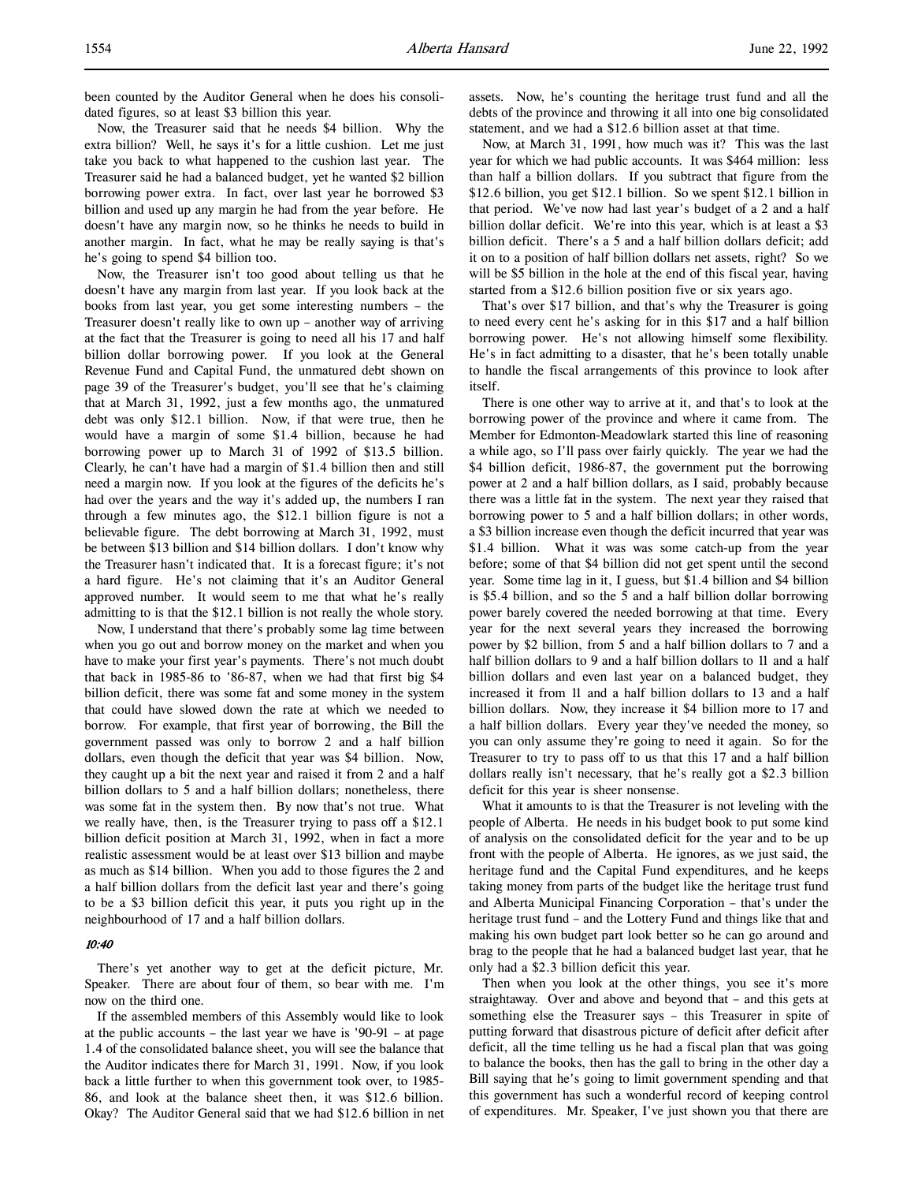been counted by the Auditor General when he does his consolidated figures, so at least $3 billion this year.

Now, the Treasurer said that he needs $4 billion. Why the extra billion? Well, he says it's for a little cushion. Let me just take you back to what happened to the cushion last year. The Treasurer said he had a balanced budget, yet he wanted $2 billion borrowing power extra. In fact, over last year he borrowed $3 billion and used up any margin he had from the year before. He doesn't have any margin now, so he thinks he needs to build in another margin. In fact, what he may be really saying is that's he's going to spend $4 billion too.

Now, the Treasurer isn't too good about telling us that he doesn't have any margin from last year. If you look back at the books from last year, you get some interesting numbers – the Treasurer doesn't really like to own up – another way of arriving at the fact that the Treasurer is going to need all his 17 and half billion dollar borrowing power. If you look at the General Revenue Fund and Capital Fund, the unmatured debt shown on page 39 of the Treasurer's budget, you'll see that he's claiming that at March 31, 1992, just a few months ago, the unmatured debt was only $12.1 billion. Now, if that were true, then he would have a margin of some $1.4 billion, because he had borrowing power up to March 31 of 1992 of $13.5 billion. Clearly, he can't have had a margin of $1.4 billion then and still need a margin now. If you look at the figures of the deficits he's had over the years and the way it's added up, the numbers I ran through a few minutes ago, the $12.1 billion figure is not a believable figure. The debt borrowing at March 31, 1992, must be between $13 billion and $14 billion dollars. I don't know why the Treasurer hasn't indicated that. It is a forecast figure; it's not a hard figure. He's not claiming that it's an Auditor General approved number. It would seem to me that what he's really admitting to is that the $12.1 billion is not really the whole story.

Now, I understand that there's probably some lag time between when you go out and borrow money on the market and when you have to make your first year's payments. There's not much doubt that back in 1985-86 to '86-87, when we had that first big $4 billion deficit, there was some fat and some money in the system that could have slowed down the rate at which we needed to borrow. For example, that first year of borrowing, the Bill the government passed was only to borrow 2 and a half billion dollars, even though the deficit that year was $4 billion. Now, they caught up a bit the next year and raised it from 2 and a half billion dollars to 5 and a half billion dollars; nonetheless, there was some fat in the system then. By now that's not true. What we really have, then, is the Treasurer trying to pass off a $12.1 billion deficit position at March 31, 1992, when in fact a more realistic assessment would be at least over $13 billion and maybe as much as $14 billion. When you add to those figures the 2 and a half billion dollars from the deficit last year and there's going to be a $3 billion deficit this year, it puts you right up in the neighbourhood of 17 and a half billion dollars.

*10:40*

There's yet another way to get at the deficit picture, Mr. Speaker. There are about four of them, so bear with me. I'm now on the third one.

If the assembled members of this Assembly would like to look at the public accounts – the last year we have is '90-91 – at page 1.4 of the consolidated balance sheet, you will see the balance that the Auditor indicates there for March 31, 1991. Now, if you look back a little further to when this government took over, to 1985-86, and look at the balance sheet then, it was $12.6 billion. Okay? The Auditor General said that we had $12.6 billion in net assets. Now, he's counting the heritage trust fund and all the debts of the province and throwing it all into one big consolidated statement, and we had a $12.6 billion asset at that time.

Now, at March 31, 1991, how much was it? This was the last year for which we had public accounts. It was $464 million: less than half a billion dollars. If you subtract that figure from the $12.6 billion, you get $12.1 billion. So we spent $12.1 billion in that period. We've now had last year's budget of a 2 and a half billion dollar deficit. We're into this year, which is at least a $3 billion deficit. There's a 5 and a half billion dollars deficit; add it on to a position of half billion dollars net assets, right? So we will be $5 billion in the hole at the end of this fiscal year, having started from a $12.6 billion position five or six years ago.

That's over $17 billion, and that's why the Treasurer is going to need every cent he's asking for in this $17 and a half billion borrowing power. He's not allowing himself some flexibility. He's in fact admitting to a disaster, that he's been totally unable to handle the fiscal arrangements of this province to look after itself.

There is one other way to arrive at it, and that's to look at the borrowing power of the province and where it came from. The Member for Edmonton-Meadowlark started this line of reasoning a while ago, so I'll pass over fairly quickly. The year we had the $4 billion deficit, 1986-87, the government put the borrowing power at 2 and a half billion dollars, as I said, probably because there was a little fat in the system. The next year they raised that borrowing power to 5 and a half billion dollars; in other words, a $3 billion increase even though the deficit incurred that year was $1.4 billion. What it was was some catch-up from the year before; some of that $4 billion did not get spent until the second year. Some time lag in it, I guess, but $1.4 billion and $4 billion is $5.4 billion, and so the 5 and a half billion dollar borrowing power barely covered the needed borrowing at that time. Every year for the next several years they increased the borrowing power by $2 billion, from 5 and a half billion dollars to 7 and a half billion dollars to 9 and a half billion dollars to 11 and a half billion dollars and even last year on a balanced budget, they increased it from 11 and a half billion dollars to 13 and a half billion dollars. Now, they increase it $4 billion more to 17 and a half billion dollars. Every year they've needed the money, so you can only assume they're going to need it again. So for the Treasurer to try to pass off to us that this 17 and a half billion dollars really isn't necessary, that he's really got a $2.3 billion deficit for this year is sheer nonsense.

What it amounts to is that the Treasurer is not leveling with the people of Alberta. He needs in his budget book to put some kind of analysis on the consolidated deficit for the year and to be up front with the people of Alberta. He ignores, as we just said, the heritage fund and the Capital Fund expenditures, and he keeps taking money from parts of the budget like the heritage trust fund and Alberta Municipal Financing Corporation – that's under the heritage trust fund – and the Lottery Fund and things like that and making his own budget part look better so he can go around and brag to the people that he had a balanced budget last year, that he only had a $2.3 billion deficit this year.

Then when you look at the other things, you see it's more straightaway. Over and above and beyond that – and this gets at something else the Treasurer says – this Treasurer in spite of putting forward that disastrous picture of deficit after deficit after deficit, all the time telling us he had a fiscal plan that was going to balance the books, then has the gall to bring in the other day a Bill saying that he's going to limit government spending and that this government has such a wonderful record of keeping control of expenditures. Mr. Speaker, I've just shown you that there are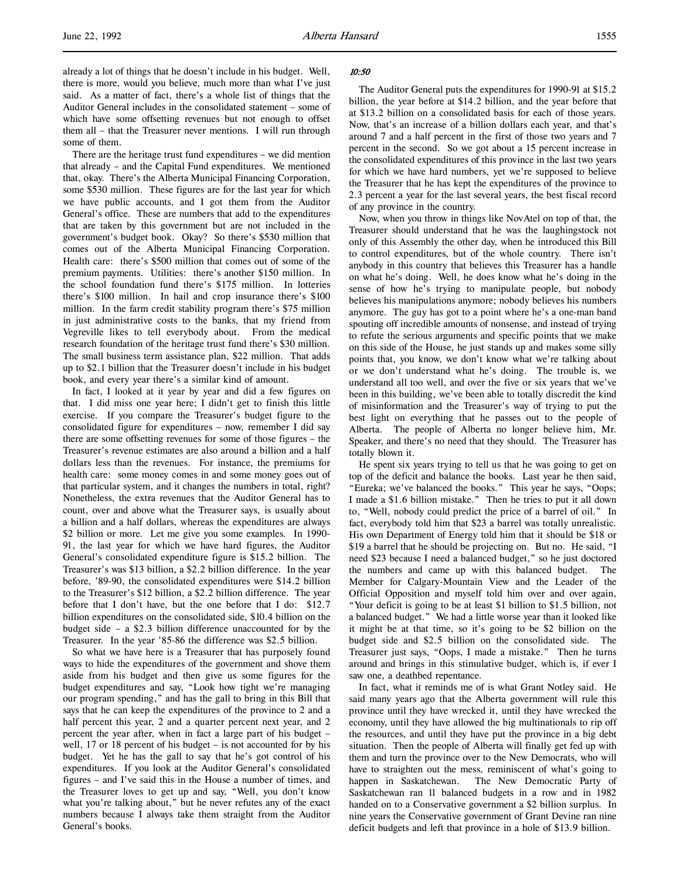already a lot of things that he doesn't include in his budget. Well, there is more, would you believe, much more than what I've just said. As a matter of fact, there's a whole list of things that the Auditor General includes in the consolidated statement – some of which have some offsetting revenues but not enough to offset them all – that the Treasurer never mentions. I will run through some of them.

There are the heritage trust fund expenditures – we did mention that already – and the Capital Fund expenditures. We mentioned that, okay. There's the Alberta Municipal Financing Corporation, some $530 million. These figures are for the last year for which we have public accounts, and I got them from the Auditor General's office. These are numbers that add to the expenditures that are taken by this government but are not included in the government's budget book. Okay? So there's $530 million that comes out of the Alberta Municipal Financing Corporation. Health care: there's $500 million that comes out of some of the premium payments. Utilities: there's another $150 million. In the school foundation fund there's $175 million. In lotteries there's $100 million. In hail and crop insurance there's $100 million. In the farm credit stability program there's $75 million in just administrative costs to the banks, that my friend from Vegreville likes to tell everybody about. From the medical research foundation of the heritage trust fund there's $30 million. The small business term assistance plan, $22 million. That adds up to $2.1 billion that the Treasurer doesn't include in his budget book, and every year there's a similar kind of amount.

In fact, I looked at it year by year and did a few figures on that. I did miss one year here; I didn't get to finish this little exercise. If you compare the Treasurer's budget figure to the consolidated figure for expenditures – now, remember I did say there are some offsetting revenues for some of those figures – the Treasurer's revenue estimates are also around a billion and a half dollars less than the revenues. For instance, the premiums for health care: some money comes in and some money goes out of that particular system, and it changes the numbers in total, right? Nonetheless, the extra revenues that the Auditor General has to count, over and above what the Treasurer says, is usually about a billion and a half dollars, whereas the expenditures are always $2 billion or more. Let me give you some examples. In 1990-91, the last year for which we have hard figures, the Auditor General's consolidated expenditure figure is $15.2 billion. The Treasurer's was $13 billion, a $2.2 billion difference. In the year before, '89-90, the consolidated expenditures were $14.2 billion to the Treasurer's $12 billion, a $2.2 billion difference. The year before that I don't have, but the one before that I do: $12.7 billion expenditures on the consolidated side, $10.4 billion on the budget side – a $2.3 billion difference unaccounted for by the Treasurer. In the year '85-86 the difference was $2.5 billion.

So what we have here is a Treasurer that has purposely found ways to hide the expenditures of the government and shove them aside from his budget and then give us some figures for the budget expenditures and say, "Look how tight we're managing our program spending," and has the gall to bring in this Bill that says that he can keep the expenditures of the province to 2 and a half percent this year, 2 and a quarter percent next year, and 2 percent the year after, when in fact a large part of his budget – well, 17 or 18 percent of his budget – is not accounted for by his budget. Yet he has the gall to say that he's got control of his expenditures. If you look at the Auditor General's consolidated figures – and I've said this in the House a number of times, and the Treasurer loves to get up and say, "Well, you don't know what you're talking about," but he never refutes any of the exact numbers because I always take them straight from the Auditor General's books.

*10:50*

The Auditor General puts the expenditures for 1990-91 at $15.2 billion, the year before at $14.2 billion, and the year before that at $13.2 billion on a consolidated basis for each of those years. Now, that's an increase of a billion dollars each year, and that's around 7 and a half percent in the first of those two years and 7 percent in the second. So we got about a 15 percent increase in the consolidated expenditures of this province in the last two years for which we have hard numbers, yet we're supposed to believe the Treasurer that he has kept the expenditures of the province to 2.3 percent a year for the last several years, the best fiscal record of any province in the country.

Now, when you throw in things like NovAtel on top of that, the Treasurer should understand that he was the laughingstock not only of this Assembly the other day, when he introduced this Bill to control expenditures, but of the whole country. There isn't anybody in this country that believes this Treasurer has a handle on what he's doing. Well, he does know what he's doing in the sense of how he's trying to manipulate people, but nobody believes his manipulations anymore; nobody believes his numbers anymore. The guy has got to a point where he's a one-man band spouting off incredible amounts of nonsense, and instead of trying to refute the serious arguments and specific points that we make on this side of the House, he just stands up and makes some silly points that, you know, we don't know what we're talking about or we don't understand what he's doing. The trouble is, we understand all too well, and over the five or six years that we've been in this building, we've been able to totally discredit the kind of misinformation and the Treasurer's way of trying to put the best light on everything that he passes out to the people of Alberta. The people of Alberta no longer believe him, Mr. Speaker, and there's no need that they should. The Treasurer has totally blown it.

He spent six years trying to tell us that he was going to get on top of the deficit and balance the books. Last year he then said, "Eureka; we've balanced the books." This year he says, "Oops; I made a $1.6 billion mistake." Then he tries to put it all down to, "Well, nobody could predict the price of a barrel of oil." In fact, everybody told him that $23 a barrel was totally unrealistic. His own Department of Energy told him that it should be $18 or $19 a barrel that he should be projecting on. But no. He said, "I need $23 because I need a balanced budget," so he just doctored the numbers and came up with this balanced budget. The Member for Calgary-Mountain View and the Leader of the Official Opposition and myself told him over and over again, "Your deficit is going to be at least $1 billion to $1.5 billion, not a balanced budget." We had a little worse year than it looked like it might be at that time, so it's going to be $2 billion on the budget side and $2.5 billion on the consolidated side. The Treasurer just says, "Oops, I made a mistake." Then he turns around and brings in this stimulative budget, which is, if ever I saw one, a deathbed repentance.

In fact, what it reminds me of is what Grant Notley said. He said many years ago that the Alberta government will rule this province until they have wrecked it, until they have wrecked the economy, until they have allowed the big multinationals to rip off the resources, and until they have put the province in a big debt situation. Then the people of Alberta will finally get fed up with them and turn the province over to the New Democrats, who will have to straighten out the mess, reminiscent of what's going to happen in Saskatchewan. The New Democratic Party of Saskatchewan ran 11 balanced budgets in a row and in 1982 handed on to a Conservative government a $2 billion surplus. In nine years the Conservative government of Grant Devine ran nine deficit budgets and left that province in a hole of $13.9 billion.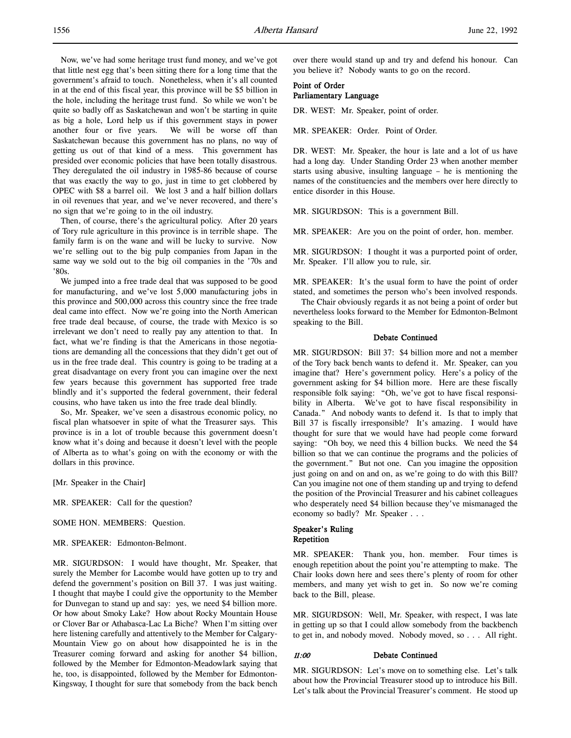Now, we've had some heritage trust fund money, and we've got that little nest egg that's been sitting there for a long time that the government's afraid to touch. Nonetheless, when it's all counted in at the end of this fiscal year, this province will be $5 billion in the hole, including the heritage trust fund. So while we won't be quite so badly off as Saskatchewan and won't be starting in quite as big a hole, Lord help us if this government stays in power another four or five years. We will be worse off than Saskatchewan because this government has no plans, no way of getting us out of that kind of a mess. This government has presided over economic policies that have been totally disastrous. They deregulated the oil industry in 1985-86 because of course that was exactly the way to go, just in time to get clobbered by OPEC with $8 a barrel oil. We lost 3 and a half billion dollars in oil revenues that year, and we've never recovered, and there's no sign that we're going to in the oil industry.

Then, of course, there's the agricultural policy. After 20 years of Tory rule agriculture in this province is in terrible shape. The family farm is on the wane and will be lucky to survive. Now we're selling out to the big pulp companies from Japan in the same way we sold out to the big oil companies in the '70s and '80s.

We jumped into a free trade deal that was supposed to be good for manufacturing, and we've lost 5,000 manufacturing jobs in this province and 500,000 across this country since the free trade deal came into effect. Now we're going into the North American free trade deal because, of course, the trade with Mexico is so irrelevant we don't need to really pay any attention to that. In fact, what we're finding is that the Americans in those negotiations are demanding all the concessions that they didn't get out of us in the free trade deal. This country is going to be trading at a great disadvantage on every front you can imagine over the next few years because this government has supported free trade blindly and it's supported the federal government, their federal cousins, who have taken us into the free trade deal blindly.

So, Mr. Speaker, we've seen a disastrous economic policy, no fiscal plan whatsoever in spite of what the Treasurer says. This province is in a lot of trouble because this government doesn't know what it's doing and because it doesn't level with the people of Alberta as to what's going on with the economy or with the dollars in this province.

[Mr. Speaker in the Chair]

MR. SPEAKER: Call for the question?

SOME HON. MEMBERS: Question.

MR. SPEAKER: Edmonton-Belmont.

MR. SIGURDSON: I would have thought, Mr. Speaker, that surely the Member for Lacombe would have gotten up to try and defend the government's position on Bill 37. I was just waiting. I thought that maybe I could give the opportunity to the Member for Dunvegan to stand up and say: yes, we need $4 billion more. Or how about Smoky Lake? How about Rocky Mountain House or Clover Bar or Athabasca-Lac La Biche? When I'm sitting over here listening carefully and attentively to the Member for Calgary-Mountain View go on about how disappointed he is in the Treasurer coming forward and asking for another $4 billion, followed by the Member for Edmonton-Meadowlark saying that he, too, is disappointed, followed by the Member for Edmonton-Kingsway, I thought for sure that somebody from the back bench over there would stand up and try and defend his honour. Can you believe it? Nobody wants to go on the record.

### Point of Order
### Parliamentary Language

DR. WEST: Mr. Speaker, point of order.

MR. SPEAKER: Order. Point of Order.

DR. WEST: Mr. Speaker, the hour is late and a lot of us have had a long day. Under Standing Order 23 when another member starts using abusive, insulting language – he is mentioning the names of the constituencies and the members over here directly to entice disorder in this House.

MR. SIGURDSON: This is a government Bill.

MR. SPEAKER: Are you on the point of order, hon. member.

MR. SIGURDSON: I thought it was a purported point of order, Mr. Speaker. I'll allow you to rule, sir.

MR. SPEAKER: It's the usual form to have the point of order stated, and sometimes the person who's been involved responds.

The Chair obviously regards it as not being a point of order but nevertheless looks forward to the Member for Edmonton-Belmont speaking to the Bill.

### Debate Continued

MR. SIGURDSON: Bill 37: $4 billion more and not a member of the Tory back bench wants to defend it. Mr. Speaker, can you imagine that? Here's government policy. Here's a policy of the government asking for $4 billion more. Here are these fiscally responsible folk saying: "Oh, we've got to have fiscal responsibility in Alberta. We've got to have fiscal responsibility in Canada." And nobody wants to defend it. Is that to imply that Bill 37 is fiscally irresponsible? It's amazing. I would have thought for sure that we would have had people come forward saying: "Oh boy, we need this 4 billion bucks. We need the $4 billion so that we can continue the programs and the policies of the government." But not one. Can you imagine the opposition just going on and on and on, as we're going to do with this Bill? Can you imagine not one of them standing up and trying to defend the position of the Provincial Treasurer and his cabinet colleagues who desperately need $4 billion because they've mismanaged the economy so badly? Mr. Speaker . . .

### Speaker's Ruling
### Repetition

MR. SPEAKER: Thank you, hon. member. Four times is enough repetition about the point you're attempting to make. The Chair looks down here and sees there's plenty of room for other members, and many yet wish to get in. So now we're coming back to the Bill, please.

MR. SIGURDSON: Well, Mr. Speaker, with respect, I was late in getting up so that I could allow somebody from the backbench to get in, and nobody moved. Nobody moved, so . . . All right.

### *11:00* Debate Continued

MR. SIGURDSON: Let's move on to something else. Let's talk about how the Provincial Treasurer stood up to introduce his Bill. Let's talk about the Provincial Treasurer's comment. He stood up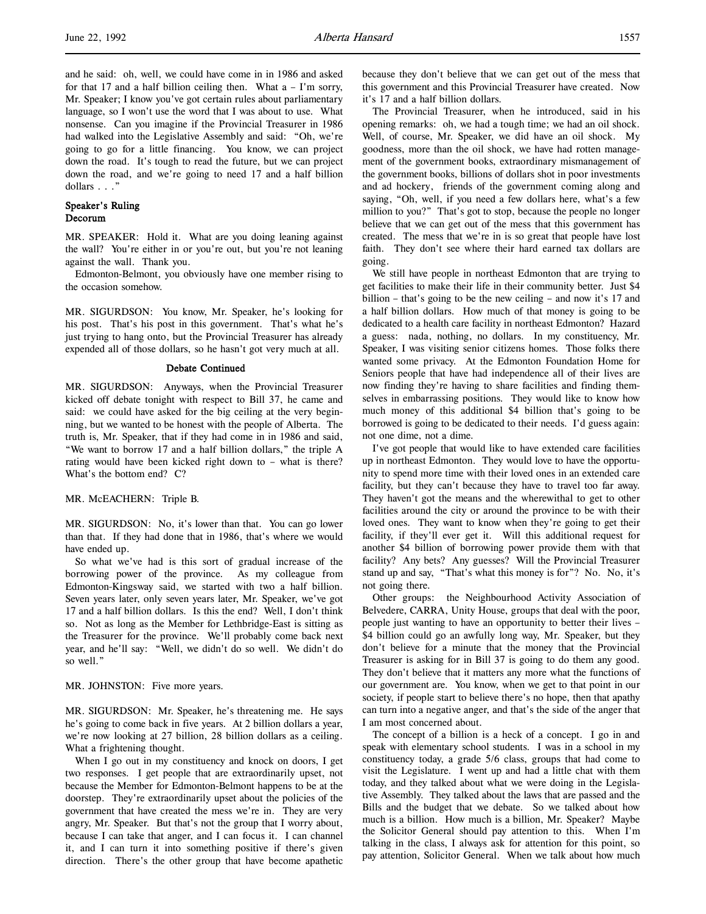and he said: oh, well, we could have come in in 1986 and asked for that 17 and a half billion ceiling then. What a – I'm sorry, Mr. Speaker; I know you've got certain rules about parliamentary language, so I won't use the word that I was about to use. What nonsense. Can you imagine if the Provincial Treasurer in 1986 had walked into the Legislative Assembly and said: "Oh, we're going to go for a little financing. You know, we can project down the road. It's tough to read the future, but we can project down the road, and we're going to need 17 and a half billion dollars . . ."

### Speaker's Ruling
### Decorum

MR. SPEAKER: Hold it. What are you doing leaning against the wall? You're either in or you're out, but you're not leaning against the wall. Thank you.

Edmonton-Belmont, you obviously have one member rising to the occasion somehow.

MR. SIGURDSON: You know, Mr. Speaker, he's looking for his post. That's his post in this government. That's what he's just trying to hang onto, but the Provincial Treasurer has already expended all of those dollars, so he hasn't got very much at all.

### Debate Continued

MR. SIGURDSON: Anyways, when the Provincial Treasurer kicked off debate tonight with respect to Bill 37, he came and said: we could have asked for the big ceiling at the very beginning, but we wanted to be honest with the people of Alberta. The truth is, Mr. Speaker, that if they had come in in 1986 and said, "We want to borrow 17 and a half billion dollars," the triple A rating would have been kicked right down to – what is there? What's the bottom end? C?

MR. McEACHERN: Triple B.

MR. SIGURDSON: No, it's lower than that. You can go lower than that. If they had done that in 1986, that's where we would have ended up.

So what we've had is this sort of gradual increase of the borrowing power of the province. As my colleague from Edmonton-Kingsway said, we started with two a half billion. Seven years later, only seven years later, Mr. Speaker, we've got 17 and a half billion dollars. Is this the end? Well, I don't think so. Not as long as the Member for Lethbridge-East is sitting as the Treasurer for the province. We'll probably come back next year, and he'll say: "Well, we didn't do so well. We didn't do so well."

MR. JOHNSTON: Five more years.

MR. SIGURDSON: Mr. Speaker, he's threatening me. He says he's going to come back in five years. At 2 billion dollars a year, we're now looking at 27 billion, 28 billion dollars as a ceiling. What a frightening thought.

When I go out in my constituency and knock on doors, I get two responses. I get people that are extraordinarily upset, not because the Member for Edmonton-Belmont happens to be at the doorstep. They're extraordinarily upset about the policies of the government that have created the mess we're in. They are very angry, Mr. Speaker. But that's not the group that I worry about, because I can take that anger, and I can focus it. I can channel it, and I can turn it into something positive if there's given direction. There's the other group that have become apathetic because they don't believe that we can get out of the mess that this government and this Provincial Treasurer have created. Now it's 17 and a half billion dollars.

The Provincial Treasurer, when he introduced, said in his opening remarks: oh, we had a tough time; we had an oil shock. Well, of course, Mr. Speaker, we did have an oil shock. My goodness, more than the oil shock, we have had rotten management of the government books, extraordinary mismanagement of the government books, billions of dollars shot in poor investments and ad hockery, friends of the government coming along and saying, "Oh, well, if you need a few dollars here, what's a few million to you?" That's got to stop, because the people no longer believe that we can get out of the mess that this government has created. The mess that we're in is so great that people have lost faith. They don't see where their hard earned tax dollars are going.

We still have people in northeast Edmonton that are trying to get facilities to make their life in their community better. Just $4 billion – that's going to be the new ceiling – and now it's 17 and a half billion dollars. How much of that money is going to be dedicated to a health care facility in northeast Edmonton? Hazard a guess: nada, nothing, no dollars. In my constituency, Mr. Speaker, I was visiting senior citizens homes. Those folks there wanted some privacy. At the Edmonton Foundation Home for Seniors people that have had independence all of their lives are now finding they're having to share facilities and finding themselves in embarrassing positions. They would like to know how much money of this additional $4 billion that's going to be borrowed is going to be dedicated to their needs. I'd guess again: not one dime, not a dime.

I've got people that would like to have extended care facilities up in northeast Edmonton. They would love to have the opportunity to spend more time with their loved ones in an extended care facility, but they can't because they have to travel too far away. They haven't got the means and the wherewithal to get to other facilities around the city or around the province to be with their loved ones. They want to know when they're going to get their facility, if they'll ever get it. Will this additional request for another $4 billion of borrowing power provide them with that facility? Any bets? Any guesses? Will the Provincial Treasurer stand up and say, "That's what this money is for"? No. No, it's not going there.

Other groups: the Neighbourhood Activity Association of Belvedere, CARRA, Unity House, groups that deal with the poor, people just wanting to have an opportunity to better their lives – $4 billion could go an awfully long way, Mr. Speaker, but they don't believe for a minute that the money that the Provincial Treasurer is asking for in Bill 37 is going to do them any good. They don't believe that it matters any more what the functions of our government are. You know, when we get to that point in our society, if people start to believe there's no hope, then that apathy can turn into a negative anger, and that's the side of the anger that I am most concerned about.

The concept of a billion is a heck of a concept. I go in and speak with elementary school students. I was in a school in my constituency today, a grade 5/6 class, groups that had come to visit the Legislature. I went up and had a little chat with them today, and they talked about what we were doing in the Legislative Assembly. They talked about the laws that are passed and the Bills and the budget that we debate. So we talked about how much is a billion. How much is a billion, Mr. Speaker? Maybe the Solicitor General should pay attention to this. When I'm talking in the class, I always ask for attention for this point, so pay attention, Solicitor General. When we talk about how much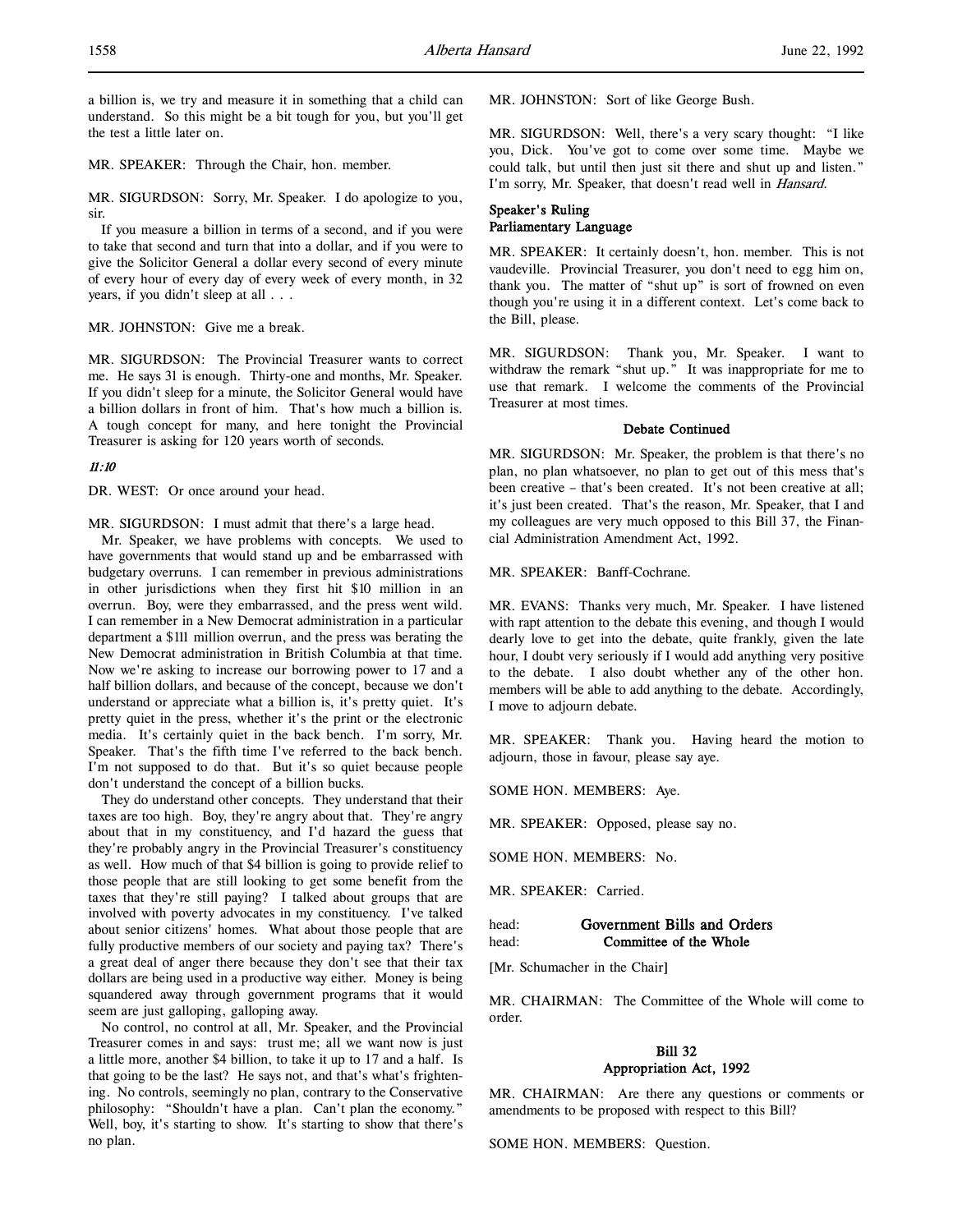a billion is, we try and measure it in something that a child can understand. So this might be a bit tough for you, but you'll get the test a little later on.

MR. SPEAKER: Through the Chair, hon. member.

MR. SIGURDSON: Sorry, Mr. Speaker. I do apologize to you, sir.

If you measure a billion in terms of a second, and if you were to take that second and turn that into a dollar, and if you were to give the Solicitor General a dollar every second of every minute of every hour of every day of every week of every month, in 32 years, if you didn't sleep at all . . .

MR. JOHNSTON: Give me a break.

MR. SIGURDSON: The Provincial Treasurer wants to correct me. He says 31 is enough. Thirty-one and months, Mr. Speaker. If you didn't sleep for a minute, the Solicitor General would have a billion dollars in front of him. That's how much a billion is. A tough concept for many, and here tonight the Provincial Treasurer is asking for 120 years worth of seconds.

*11:10*

DR. WEST: Or once around your head.

MR. SIGURDSON: I must admit that there's a large head.

Mr. Speaker, we have problems with concepts. We used to have governments that would stand up and be embarrassed with budgetary overruns. I can remember in previous administrations in other jurisdictions when they first hit $10 million in an overrun. Boy, were they embarrassed, and the press went wild. I can remember in a New Democrat administration in a particular department a $111 million overrun, and the press was berating the New Democrat administration in British Columbia at that time. Now we're asking to increase our borrowing power to 17 and a half billion dollars, and because of the concept, because we don't understand or appreciate what a billion is, it's pretty quiet. It's pretty quiet in the press, whether it's the print or the electronic media. It's certainly quiet in the back bench. I'm sorry, Mr. Speaker. That's the fifth time I've referred to the back bench. I'm not supposed to do that. But it's so quiet because people don't understand the concept of a billion bucks.

They do understand other concepts. They understand that their taxes are too high. Boy, they're angry about that. They're angry about that in my constituency, and I'd hazard the guess that they're probably angry in the Provincial Treasurer's constituency as well. How much of that $4 billion is going to provide relief to those people that are still looking to get some benefit from the taxes that they're still paying? I talked about groups that are involved with poverty advocates in my constituency. I've talked about senior citizens' homes. What about those people that are fully productive members of our society and paying tax? There's a great deal of anger there because they don't see that their tax dollars are being used in a productive way either. Money is being squandered away through government programs that it would seem are just galloping, galloping away.

No control, no control at all, Mr. Speaker, and the Provincial Treasurer comes in and says: trust me; all we want now is just a little more, another $4 billion, to take it up to 17 and a half. Is that going to be the last? He says not, and that's what's frightening. No controls, seemingly no plan, contrary to the Conservative philosophy: "Shouldn't have a plan. Can't plan the economy." Well, boy, it's starting to show. It's starting to show that there's no plan.

MR. JOHNSTON: Sort of like George Bush.

MR. SIGURDSON: Well, there's a very scary thought: "I like you, Dick. You've got to come over some time. Maybe we could talk, but until then just sit there and shut up and listen." I'm sorry, Mr. Speaker, that doesn't read well in *Hansard*.

### Speaker's Ruling
### Parliamentary Language

MR. SPEAKER: It certainly doesn't, hon. member. This is not vaudeville. Provincial Treasurer, you don't need to egg him on, thank you. The matter of "shut up" is sort of frowned on even though you're using it in a different context. Let's come back to the Bill, please.

MR. SIGURDSON: Thank you, Mr. Speaker. I want to withdraw the remark "shut up." It was inappropriate for me to use that remark. I welcome the comments of the Provincial Treasurer at most times.

### Debate Continued

MR. SIGURDSON: Mr. Speaker, the problem is that there's no plan, no plan whatsoever, no plan to get out of this mess that's been creative – that's been created. It's not been creative at all; it's just been created. That's the reason, Mr. Speaker, that I and my colleagues are very much opposed to this Bill 37, the Financial Administration Amendment Act, 1992.

MR. SPEAKER: Banff-Cochrane.

MR. EVANS: Thanks very much, Mr. Speaker. I have listened with rapt attention to the debate this evening, and though I would dearly love to get into the debate, quite frankly, given the late hour, I doubt very seriously if I would add anything very positive to the debate. I also doubt whether any of the other hon. members will be able to add anything to the debate. Accordingly, I move to adjourn debate.

MR. SPEAKER: Thank you. Having heard the motion to adjourn, those in favour, please say aye.

SOME HON. MEMBERS: Aye.

MR. SPEAKER: Opposed, please say no.

SOME HON. MEMBERS: No.

MR. SPEAKER: Carried.

head: **Government Bills and Orders**
head: **Committee of the Whole**

[Mr. Schumacher in the Chair]

MR. CHAIRMAN: The Committee of the Whole will come to order.

### Bill 32
### Appropriation Act, 1992

MR. CHAIRMAN: Are there any questions or comments or amendments to be proposed with respect to this Bill?

SOME HON. MEMBERS: Question.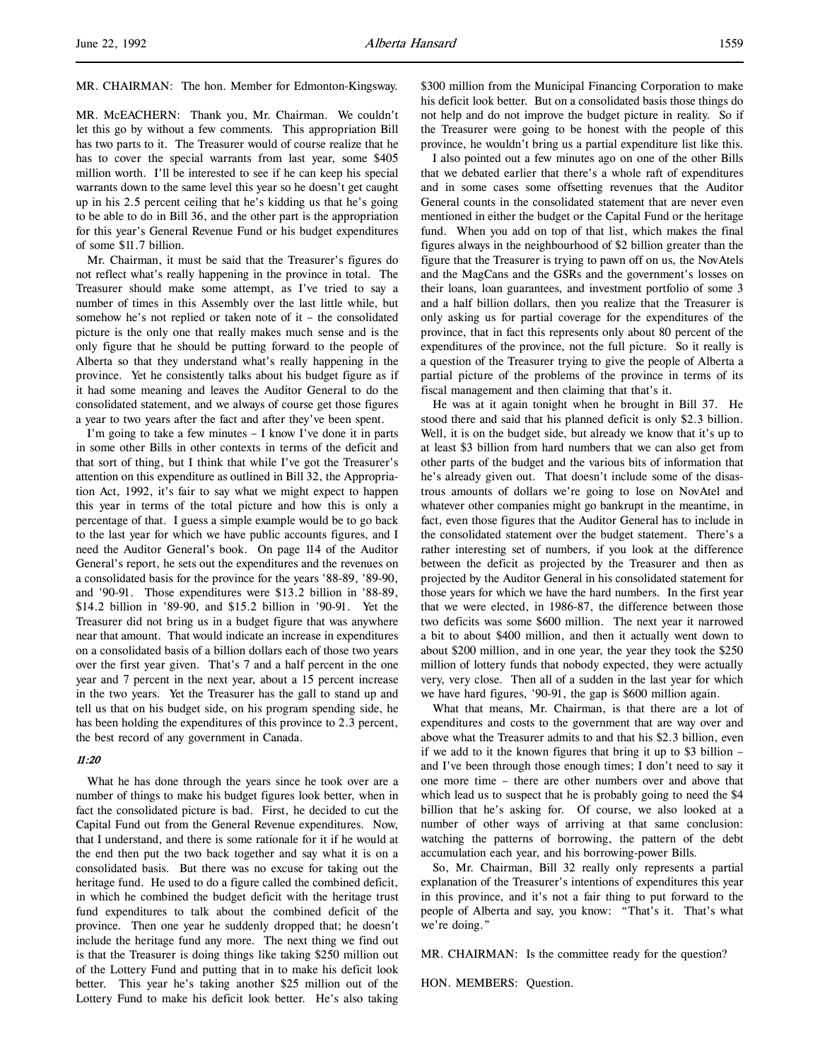MR. CHAIRMAN: The hon. Member for Edmonton-Kingsway.

MR. McEACHERN: Thank you, Mr. Chairman. We couldn't let this go by without a few comments. This appropriation Bill has two parts to it. The Treasurer would of course realize that he has to cover the special warrants from last year, some $405 million worth. I'll be interested to see if he can keep his special warrants down to the same level this year so he doesn't get caught up in his 2.5 percent ceiling that he's kidding us that he's going to be able to do in Bill 36, and the other part is the appropriation for this year's General Revenue Fund or his budget expenditures of some $11.7 billion.

Mr. Chairman, it must be said that the Treasurer's figures do not reflect what's really happening in the province in total. The Treasurer should make some attempt, as I've tried to say a number of times in this Assembly over the last little while, but somehow he's not replied or taken note of it – the consolidated picture is the only one that really makes much sense and is the only figure that he should be putting forward to the people of Alberta so that they understand what's really happening in the province. Yet he consistently talks about his budget figure as if it had some meaning and leaves the Auditor General to do the consolidated statement, and we always of course get those figures a year to two years after the fact and after they've been spent.

I'm going to take a few minutes – I know I've done it in parts in some other Bills in other contexts in terms of the deficit and that sort of thing, but I think that while I've got the Treasurer's attention on this expenditure as outlined in Bill 32, the Appropriation Act, 1992, it's fair to say what we might expect to happen this year in terms of the total picture and how this is only a percentage of that. I guess a simple example would be to go back to the last year for which we have public accounts figures, and I need the Auditor General's book. On page 114 of the Auditor General's report, he sets out the expenditures and the revenues on a consolidated basis for the province for the years '88-89, '89-90, and '90-91. Those expenditures were $13.2 billion in '88-89, $14.2 billion in '89-90, and $15.2 billion in '90-91. Yet the Treasurer did not bring us in a budget figure that was anywhere near that amount. That would indicate an increase in expenditures on a consolidated basis of a billion dollars each of those two years over the first year given. That's 7 and a half percent in the one year and 7 percent in the next year, about a 15 percent increase in the two years. Yet the Treasurer has the gall to stand up and tell us that on his budget side, on his program spending side, he has been holding the expenditures of this province to 2.3 percent, the best record of any government in Canada.

*11:20*

What he has done through the years since he took over are a number of things to make his budget figures look better, when in fact the consolidated picture is bad. First, he decided to cut the Capital Fund out from the General Revenue expenditures. Now, that I understand, and there is some rationale for it if he would at the end then put the two back together and say what it is on a consolidated basis. But there was no excuse for taking out the heritage fund. He used to do a figure called the combined deficit, in which he combined the budget deficit with the heritage trust fund expenditures to talk about the combined deficit of the province. Then one year he suddenly dropped that; he doesn't include the heritage fund any more. The next thing we find out is that the Treasurer is doing things like taking $250 million out of the Lottery Fund and putting that in to make his deficit look better. This year he's taking another $25 million out of the Lottery Fund to make his deficit look better. He's also taking $300 million from the Municipal Financing Corporation to make his deficit look better. But on a consolidated basis those things do not help and do not improve the budget picture in reality. So if the Treasurer were going to be honest with the people of this province, he wouldn't bring us a partial expenditure list like this.

I also pointed out a few minutes ago on one of the other Bills that we debated earlier that there's a whole raft of expenditures and in some cases some offsetting revenues that the Auditor General counts in the consolidated statement that are never even mentioned in either the budget or the Capital Fund or the heritage fund. When you add on top of that list, which makes the final figures always in the neighbourhood of $2 billion greater than the figure that the Treasurer is trying to pawn off on us, the NovAtels and the MagCans and the GSRs and the government's losses on their loans, loan guarantees, and investment portfolio of some 3 and a half billion dollars, then you realize that the Treasurer is only asking us for partial coverage for the expenditures of the province, that in fact this represents only about 80 percent of the expenditures of the province, not the full picture. So it really is a question of the Treasurer trying to give the people of Alberta a partial picture of the problems of the province in terms of its fiscal management and then claiming that that's it.

He was at it again tonight when he brought in Bill 37. He stood there and said that his planned deficit is only $2.3 billion. Well, it is on the budget side, but already we know that it's up to at least $3 billion from hard numbers that we can also get from other parts of the budget and the various bits of information that he's already given out. That doesn't include some of the disastrous amounts of dollars we're going to lose on NovAtel and whatever other companies might go bankrupt in the meantime, in fact, even those figures that the Auditor General has to include in the consolidated statement over the budget statement. There's a rather interesting set of numbers, if you look at the difference between the deficit as projected by the Treasurer and then as projected by the Auditor General in his consolidated statement for those years for which we have the hard numbers. In the first year that we were elected, in 1986-87, the difference between those two deficits was some $600 million. The next year it narrowed a bit to about $400 million, and then it actually went down to about $200 million, and in one year, the year they took the $250 million of lottery funds that nobody expected, they were actually very, very close. Then all of a sudden in the last year for which we have hard figures, '90-91, the gap is $600 million again.

What that means, Mr. Chairman, is that there are a lot of expenditures and costs to the government that are way over and above what the Treasurer admits to and that his $2.3 billion, even if we add to it the known figures that bring it up to $3 billion – and I've been through those enough times; I don't need to say it one more time – there are other numbers over and above that which lead us to suspect that he is probably going to need the $4 billion that he's asking for. Of course, we also looked at a number of other ways of arriving at that same conclusion: watching the patterns of borrowing, the pattern of the debt accumulation each year, and his borrowing-power Bills.

So, Mr. Chairman, Bill 32 really only represents a partial explanation of the Treasurer's intentions of expenditures this year in this province, and it's not a fair thing to put forward to the people of Alberta and say, you know: "That's it. That's what we're doing."

MR. CHAIRMAN: Is the committee ready for the question?

HON. MEMBERS: Question.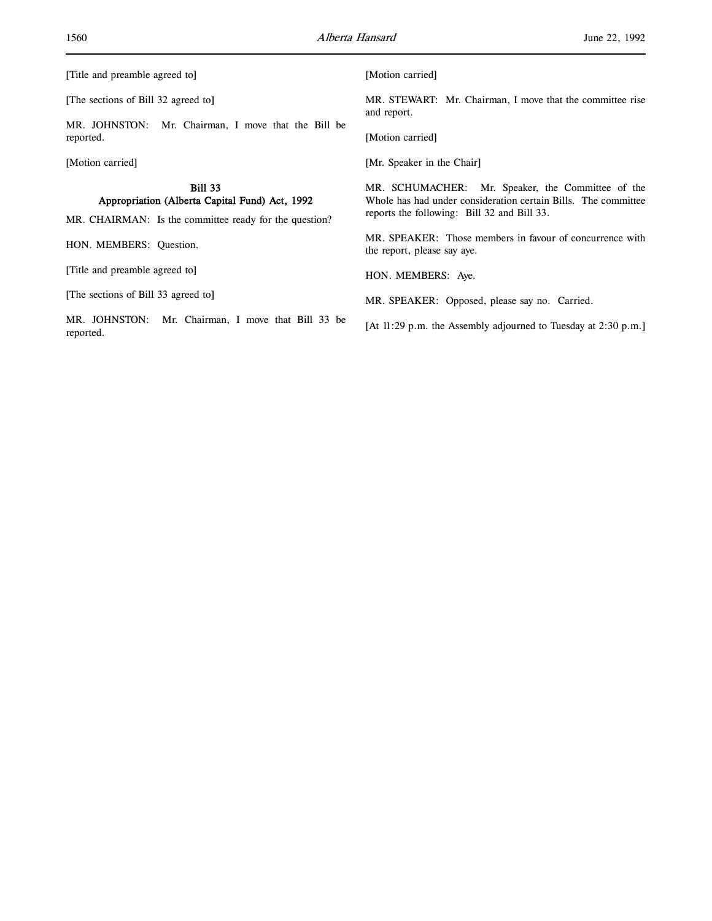[Title and preamble agreed to]

[The sections of Bill 32 agreed to]

MR. JOHNSTON: Mr. Chairman, I move that the Bill be reported.

[Motion carried]

**Bill 33**
**Appropriation (Alberta Capital Fund) Act, 1992**

MR. CHAIRMAN: Is the committee ready for the question?

HON. MEMBERS: Question.

[Title and preamble agreed to]

[The sections of Bill 33 agreed to]

MR. JOHNSTON: Mr. Chairman, I move that Bill 33 be reported.

[Motion carried]

MR. STEWART: Mr. Chairman, I move that the committee rise and report.

[Motion carried]

[Mr. Speaker in the Chair]

MR. SCHUMACHER: Mr. Speaker, the Committee of the Whole has had under consideration certain Bills. The committee reports the following: Bill 32 and Bill 33.

MR. SPEAKER: Those members in favour of concurrence with the report, please say aye.

HON. MEMBERS: Aye.

MR. SPEAKER: Opposed, please say no. Carried.

[At 11:29 p.m. the Assembly adjourned to Tuesday at 2:30 p.m.]